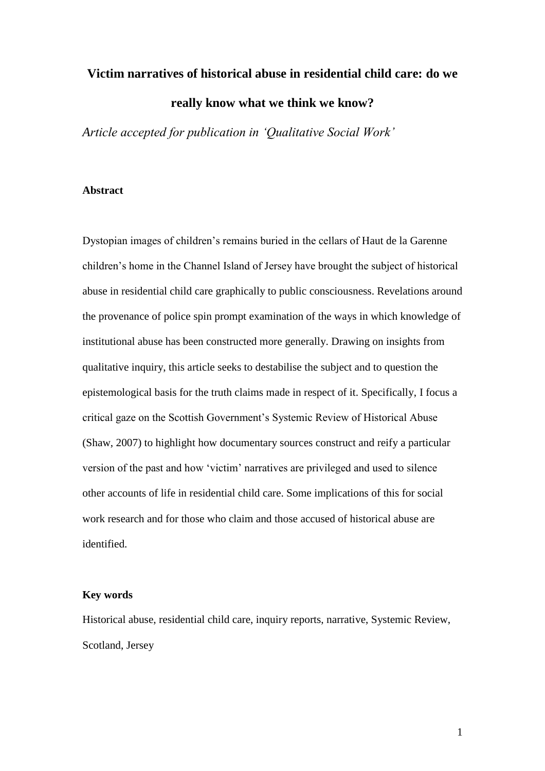# Victim narratives of historical abuse in residential child care: do we really know what we think we know?

*Article accepted for publication in 'Qualitative Social Work'*

## Abstract

Dystopian images of children's remains buried in the cellars of Haut de la Garenne children's home in the Channel Island of Jersey have brought the subject of historical abuse in residential child care graphically to public consciousness. Revelations around the provenance of police spin prompt examination of the ways in which knowledge of institutional abuse has been constructed more generally. Drawing on insights from qualitative inquiry, this article seeks to destabilise the subject and to question the epistemological basis for the truth claims made in respect of it. Specifically, I focus a critical gaze on the Scottish Government's Systemic Review of Historical Abuse (Shaw, 2007) to highlight how documentary sources construct and reify a particular version of the past and how 'victim' narratives are privileged and used to silence other accounts of life in residential child care. Some implications of this for social work research and for those who claim and those accused of historical abuse are identified.

## Key words

Historical abuse, residential child care, inquiry reports, narrative, Systemic Review, Scotland, Jersey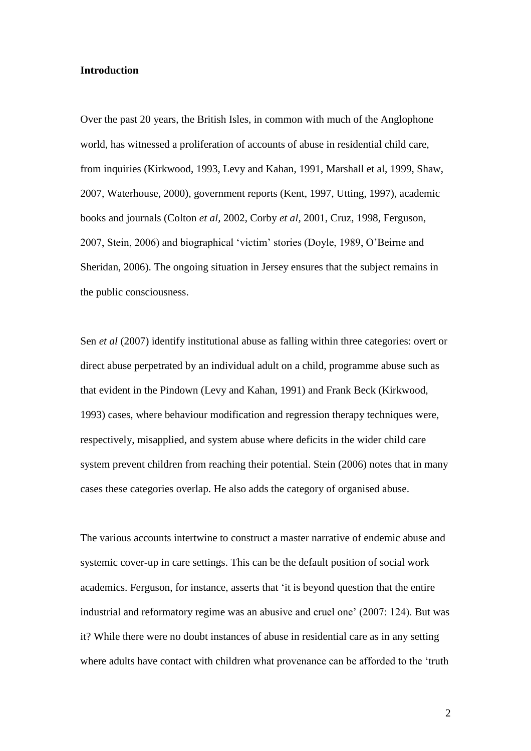## Introduction

Over the past 20 years, the British Isles, in common with much of the Anglophone world, has witnessed a proliferation of accounts of abuse in residential child care, from inquiries (Kirkwood, 1993, Levy and Kahan, 1991, Marshall et al, 1999, Shaw, 2007, Waterhouse, 2000), government reports (Kent, 1997, Utting, 1997), academic books and journals (Colton *et al,* 2002, Corby *et al,* 2001, Cruz, 1998, Ferguson, 2007, Stein, 2006) and biographical 'victim' stories (Doyle, 1989, O'Beirne and Sheridan, 2006). The ongoing situation in Jersey ensures that the subject remains in the public consciousness.

Sen *et al* (2007) identify institutional abuse as falling within three categories: overt or direct abuse perpetrated by an individual adult on a child, programme abuse such as that evident in the Pindown (Levy and Kahan, 1991) and Frank Beck (Kirkwood, 1993) cases, where behaviour modification and regression therapy techniques were, respectively, misapplied, and system abuse where deficits in the wider child care system prevent children from reaching their potential. Stein (2006) notes that in many cases these categories overlap. He also adds the category of organised abuse.

The various accounts intertwine to construct a master narrative of endemic abuse and systemic cover-up in care settings. This can be the default position of social work academics. Ferguson, for instance, asserts that 'it is beyond question that the entire industrial and reformatory regime was an abusive and cruel one' (2007: 124). But was it? While there were no doubt instances of abuse in residential care as in any setting where adults have contact with children what provenance can be afforded to the 'truth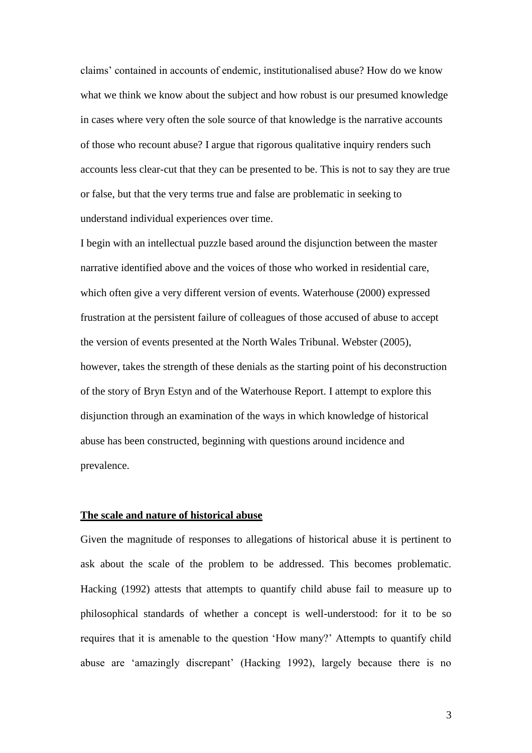claims' contained in accounts of endemic, institutionalised abuse? How do we know what we think we know about the subject and how robust is our presumed knowledge in cases where very often the sole source of that knowledge is the narrative accounts of those who recount abuse? I argue that rigorous qualitative inquiry renders such accounts less clear-cut that they can be presented to be. This is not to say they are true or false, but that the very terms true and false are problematic in seeking to understand individual experiences over time.

I begin with an intellectual puzzle based around the disjunction between the master narrative identified above and the voices of those who worked in residential care, which often give a very different version of events. Waterhouse (2000) expressed frustration at the persistent failure of colleagues of those accused of abuse to accept the version of events presented at the North Wales Tribunal. Webster (2005), however, takes the strength of these denials as the starting point of his deconstruction of the story of Bryn Estyn and of the Waterhouse Report. I attempt to explore this disjunction through an examination of the ways in which knowledge of historical abuse has been constructed, beginning with questions around incidence and prevalence.

## The scale and nature of historical abuse

Given the magnitude of responses to allegations of historical abuse it is pertinent to ask about the scale of the problem to be addressed. This becomes problematic. Hacking (1992) attests that attempts to quantify child abuse fail to measure up to philosophical standards of whether a concept is well-understood: for it to be so requires that it is amenable to the question 'How many?' Attempts to quantify child abuse are 'amazingly discrepant' (Hacking 1992), largely because there is no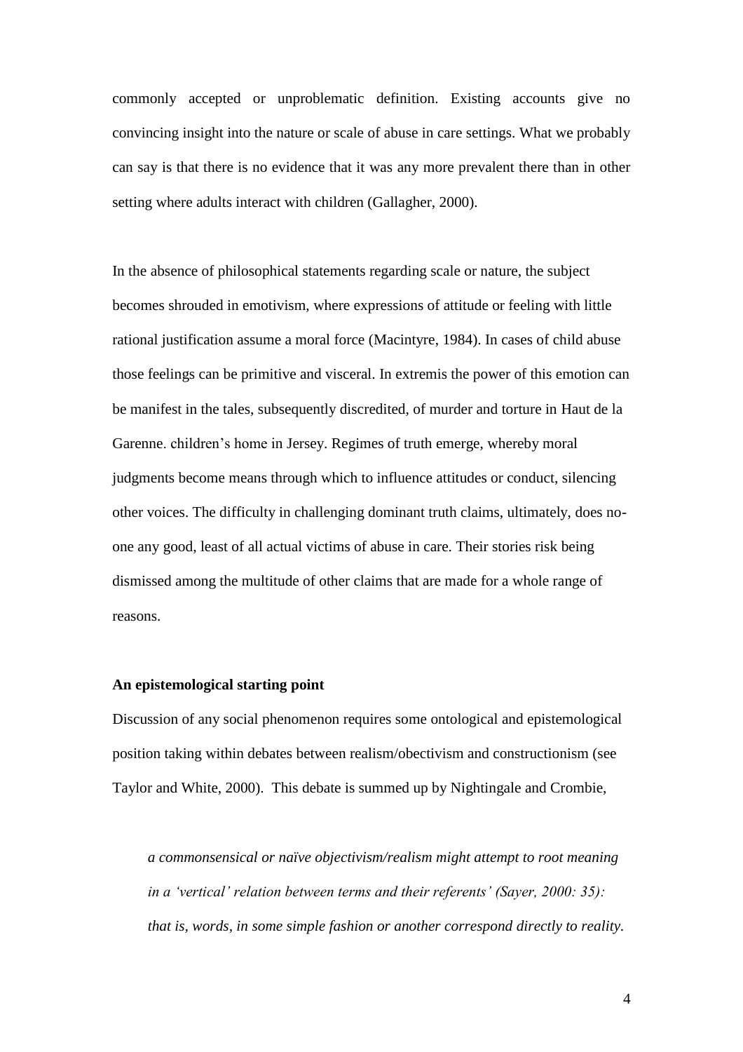commonly accepted or unproblematic definition. Existing accounts give no convincing insight into the nature or scale of abuse in care settings. What we probably can say is that there is no evidence that it was any more prevalent there than in other setting where adults interact with children (Gallagher, 2000).

In the absence of philosophical statements regarding scale or nature, the subject becomes shrouded in emotivism, where expressions of attitude or feeling with little rational justification assume a moral force (Macintyre, 1984). In cases of child abuse those feelings can be primitive and visceral. In extremis the power of this emotion can be manifest in the tales, subsequently discredited, of murder and torture in Haut de la Garenne. children's home in Jersey. Regimes of truth emerge, whereby moral judgments become means through which to influence attitudes or conduct, silencing other voices. The difficulty in challenging dominant truth claims, ultimately, does no-one any good, least of all actual victims of abuse in care. Their stories risk being dismissed among the multitude of other claims that are made for a whole range of reasons.

**An epistemological starting point**

Discussion of any social phenomenon requires some ontological and epistemological position taking within debates between realism/obectivism and constructionism (see Taylor and White, 2000). This debate is summed up by Nightingale and Crombie,

> *a commonsensical or naïve objectivism/realism might attempt to root meaning in a 'vertical' relation between terms and their referents' (Sayer, 2000: 35): that is, words, in some simple fashion or another correspond directly to reality.*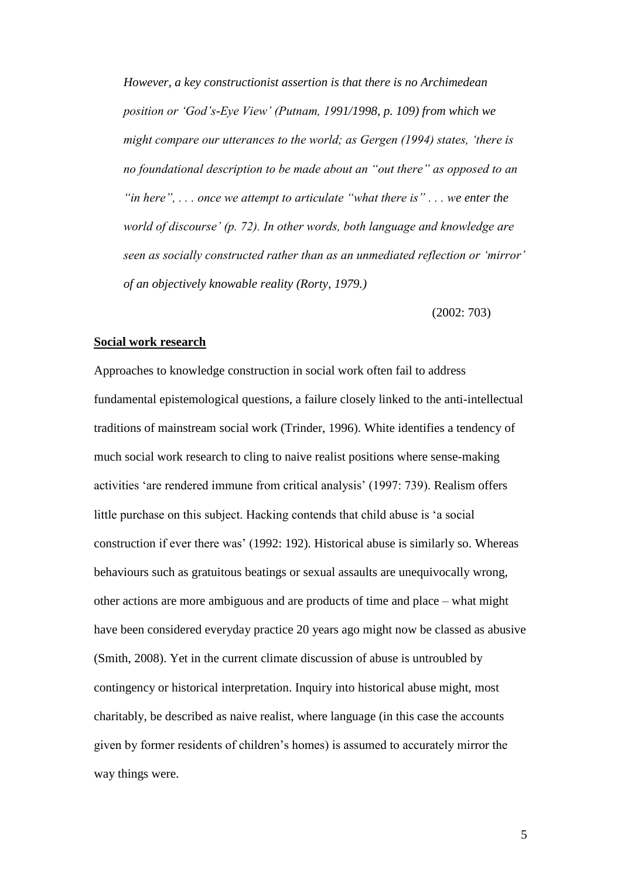*However, a key constructionist assertion is that there is no Archimedean position or 'God's-Eye View' (Putnam, 1991/1998, p. 109) from which we might compare our utterances to the world; as Gergen (1994) states, 'there is no foundational description to be made about an "out there" as opposed to an "in here", . . . once we attempt to articulate "what there is" . . . we enter the world of discourse' (p. 72). In other words, both language and knowledge are seen as socially constructed rather than as an unmediated reflection or 'mirror' of an objectively knowable reality (Rorty, 1979.)*

(2002: 703)

**Social work research**

Approaches to knowledge construction in social work often fail to address fundamental epistemological questions, a failure closely linked to the anti-intellectual traditions of mainstream social work (Trinder, 1996). White identifies a tendency of much social work research to cling to naive realist positions where sense-making activities 'are rendered immune from critical analysis' (1997: 739). Realism offers little purchase on this subject. Hacking contends that child abuse is 'a social construction if ever there was' (1992: 192). Historical abuse is similarly so. Whereas behaviours such as gratuitous beatings or sexual assaults are unequivocally wrong, other actions are more ambiguous and are products of time and place – what might have been considered everyday practice 20 years ago might now be classed as abusive (Smith, 2008). Yet in the current climate discussion of abuse is untroubled by contingency or historical interpretation. Inquiry into historical abuse might, most charitably, be described as naive realist, where language (in this case the accounts given by former residents of children's homes) is assumed to accurately mirror the way things were.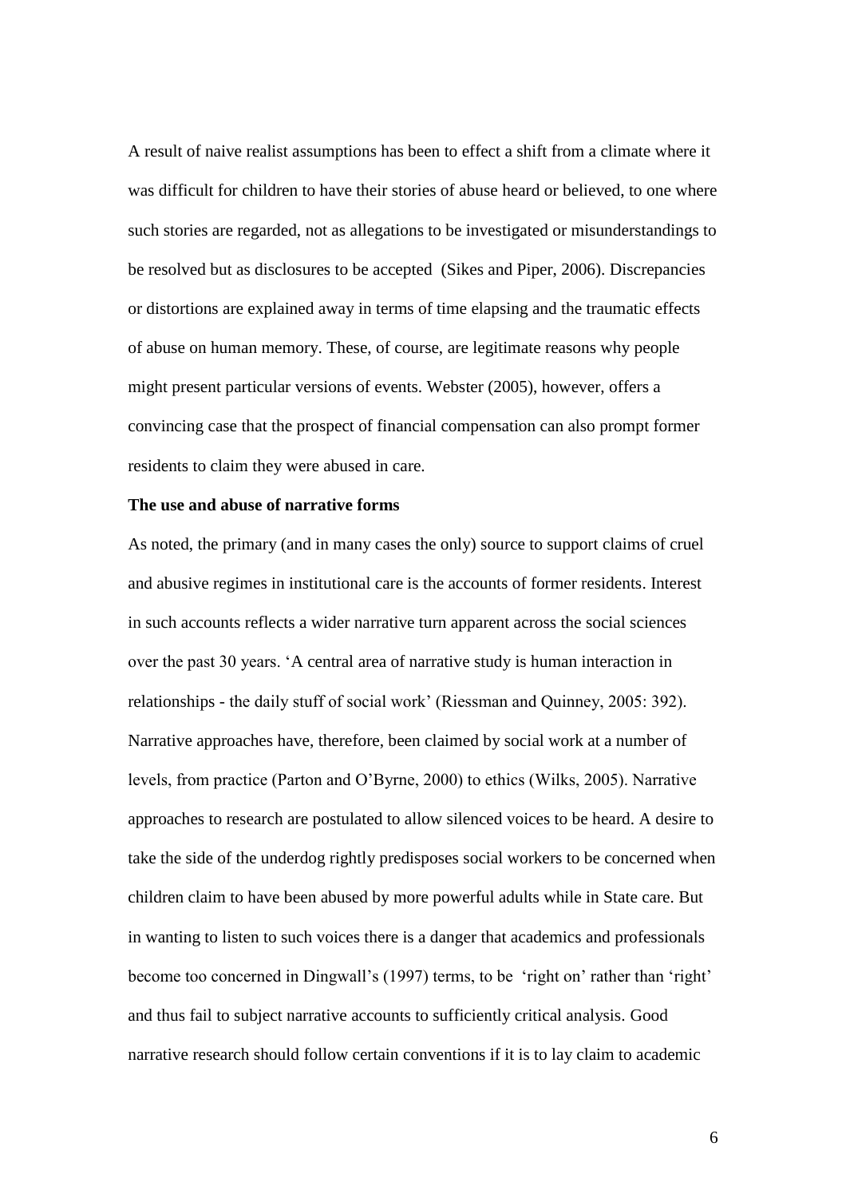A result of naive realist assumptions has been to effect a shift from a climate where it was difficult for children to have their stories of abuse heard or believed, to one where such stories are regarded, not as allegations to be investigated or misunderstandings to be resolved but as disclosures to be accepted (Sikes and Piper, 2006). Discrepancies or distortions are explained away in terms of time elapsing and the traumatic effects of abuse on human memory. These, of course, are legitimate reasons why people might present particular versions of events. Webster (2005), however, offers a convincing case that the prospect of financial compensation can also prompt former residents to claim they were abused in care.

**The use and abuse of narrative forms**

As noted, the primary (and in many cases the only) source to support claims of cruel and abusive regimes in institutional care is the accounts of former residents. Interest in such accounts reflects a wider narrative turn apparent across the social sciences over the past 30 years. 'A central area of narrative study is human interaction in relationships - the daily stuff of social work' (Riessman and Quinney, 2005: 392). Narrative approaches have, therefore, been claimed by social work at a number of levels, from practice (Parton and O'Byrne, 2000) to ethics (Wilks, 2005). Narrative approaches to research are postulated to allow silenced voices to be heard. A desire to take the side of the underdog rightly predisposes social workers to be concerned when children claim to have been abused by more powerful adults while in State care. But in wanting to listen to such voices there is a danger that academics and professionals become too concerned in Dingwall's (1997) terms, to be 'right on' rather than 'right' and thus fail to subject narrative accounts to sufficiently critical analysis. Good narrative research should follow certain conventions if it is to lay claim to academic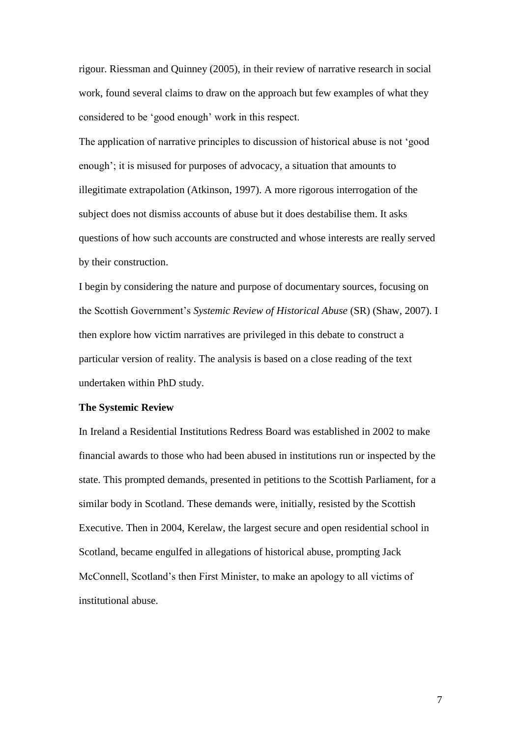rigour. Riessman and Quinney (2005), in their review of narrative research in social work, found several claims to draw on the approach but few examples of what they considered to be 'good enough' work in this respect.

The application of narrative principles to discussion of historical abuse is not 'good enough'; it is misused for purposes of advocacy, a situation that amounts to illegitimate extrapolation (Atkinson, 1997). A more rigorous interrogation of the subject does not dismiss accounts of abuse but it does destabilise them. It asks questions of how such accounts are constructed and whose interests are really served by their construction.

I begin by considering the nature and purpose of documentary sources, focusing on the Scottish Government's *Systemic Review of Historical Abuse* (SR) (Shaw, 2007). I then explore how victim narratives are privileged in this debate to construct a particular version of reality. The analysis is based on a close reading of the text undertaken within PhD study.

**The Systemic Review**

In Ireland a Residential Institutions Redress Board was established in 2002 to make financial awards to those who had been abused in institutions run or inspected by the state. This prompted demands, presented in petitions to the Scottish Parliament, for a similar body in Scotland. These demands were, initially, resisted by the Scottish Executive. Then in 2004, Kerelaw, the largest secure and open residential school in Scotland, became engulfed in allegations of historical abuse, prompting Jack McConnell, Scotland's then First Minister, to make an apology to all victims of institutional abuse.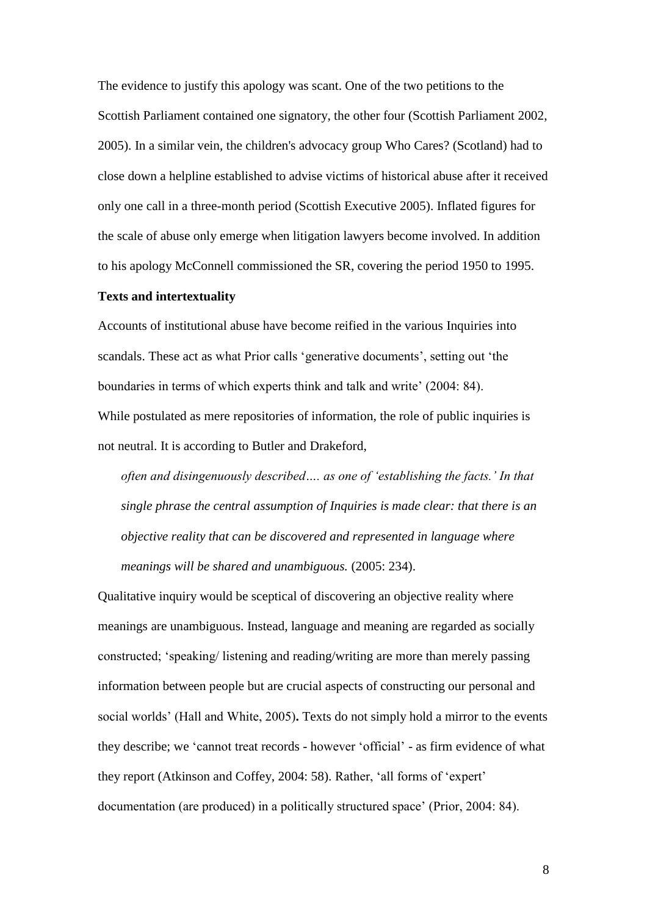The evidence to justify this apology was scant. One of the two petitions to the Scottish Parliament contained one signatory, the other four (Scottish Parliament 2002, 2005). In a similar vein, the children's advocacy group Who Cares? (Scotland) had to close down a helpline established to advise victims of historical abuse after it received only one call in a three-month period (Scottish Executive 2005). Inflated figures for the scale of abuse only emerge when litigation lawyers become involved. In addition to his apology McConnell commissioned the SR, covering the period 1950 to 1995.

**Texts and intertextuality**

Accounts of institutional abuse have become reified in the various Inquiries into scandals. These act as what Prior calls 'generative documents', setting out 'the boundaries in terms of which experts think and talk and write' (2004: 84).
While postulated as mere repositories of information, the role of public inquiries is not neutral. It is according to Butler and Drakeford,

> *often and disingenuously described…. as one of 'establishing the facts.' In that single phrase the central assumption of Inquiries is made clear: that there is an objective reality that can be discovered and represented in language where meanings will be shared and unambiguous.* (2005: 234).

Qualitative inquiry would be sceptical of discovering an objective reality where meanings are unambiguous. Instead, language and meaning are regarded as socially constructed; 'speaking/ listening and reading/writing are more than merely passing information between people but are crucial aspects of constructing our personal and social worlds' (Hall and White, 2005)**.** Texts do not simply hold a mirror to the events they describe; we 'cannot treat records - however 'official' - as firm evidence of what they report (Atkinson and Coffey, 2004: 58). Rather, 'all forms of 'expert' documentation (are produced) in a politically structured space' (Prior, 2004: 84).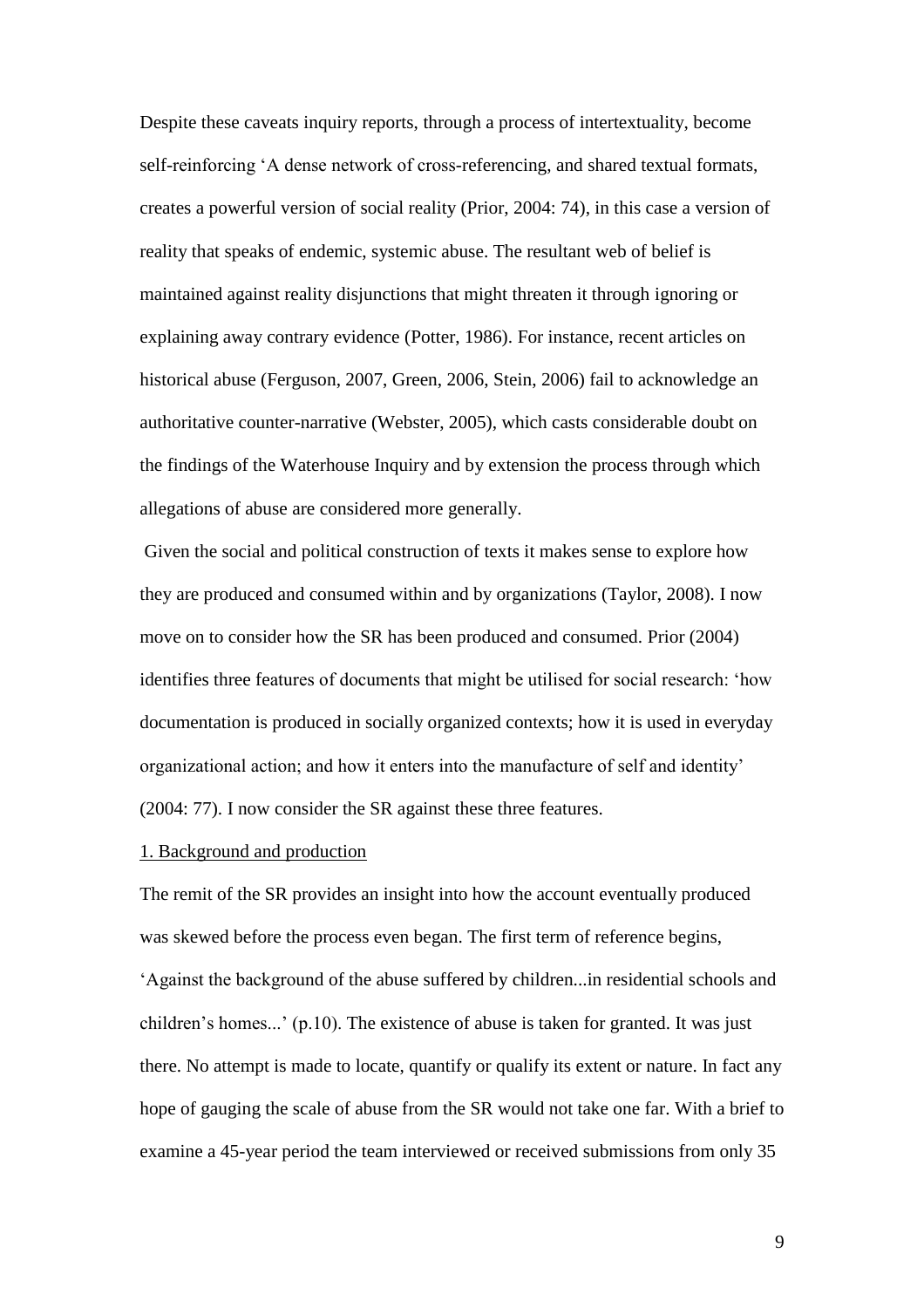Despite these caveats inquiry reports, through a process of intertextuality, become self-reinforcing 'A dense network of cross-referencing, and shared textual formats, creates a powerful version of social reality (Prior, 2004: 74), in this case a version of reality that speaks of endemic, systemic abuse. The resultant web of belief is maintained against reality disjunctions that might threaten it through ignoring or explaining away contrary evidence (Potter, 1986). For instance, recent articles on historical abuse (Ferguson, 2007, Green, 2006, Stein, 2006) fail to acknowledge an authoritative counter-narrative (Webster, 2005), which casts considerable doubt on the findings of the Waterhouse Inquiry and by extension the process through which allegations of abuse are considered more generally.

Given the social and political construction of texts it makes sense to explore how they are produced and consumed within and by organizations (Taylor, 2008). I now move on to consider how the SR has been produced and consumed. Prior (2004) identifies three features of documents that might be utilised for social research: 'how documentation is produced in socially organized contexts; how it is used in everyday organizational action; and how it enters into the manufacture of self and identity' (2004: 77). I now consider the SR against these three features.

1. Background and production

The remit of the SR provides an insight into how the account eventually produced was skewed before the process even began. The first term of reference begins, 'Against the background of the abuse suffered by children...in residential schools and children's homes...' (p.10). The existence of abuse is taken for granted. It was just there. No attempt is made to locate, quantify or qualify its extent or nature. In fact any hope of gauging the scale of abuse from the SR would not take one far. With a brief to examine a 45-year period the team interviewed or received submissions from only 35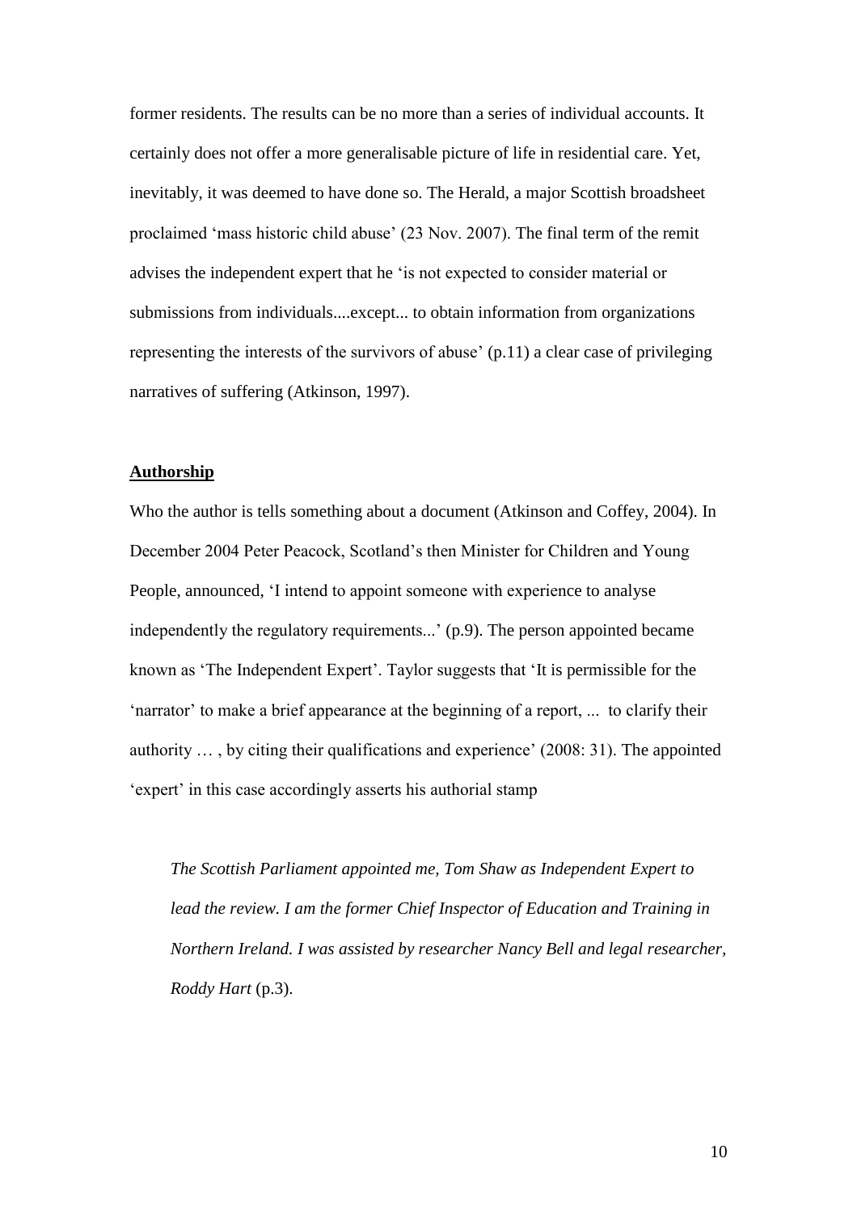former residents. The results can be no more than a series of individual accounts. It certainly does not offer a more generalisable picture of life in residential care. Yet, inevitably, it was deemed to have done so. The Herald, a major Scottish broadsheet proclaimed 'mass historic child abuse' (23 Nov. 2007). The final term of the remit advises the independent expert that he 'is not expected to consider material or submissions from individuals....except... to obtain information from organizations representing the interests of the survivors of abuse' (p.11) a clear case of privileging narratives of suffering (Atkinson, 1997).

## Authorship

Who the author is tells something about a document (Atkinson and Coffey, 2004). In December 2004 Peter Peacock, Scotland's then Minister for Children and Young People, announced, 'I intend to appoint someone with experience to analyse independently the regulatory requirements...' (p.9). The person appointed became known as 'The Independent Expert'. Taylor suggests that 'It is permissible for the 'narrator' to make a brief appearance at the beginning of a report, ... to clarify their authority … , by citing their qualifications and experience' (2008: 31). The appointed 'expert' in this case accordingly asserts his authorial stamp

> *The Scottish Parliament appointed me, Tom Shaw as Independent Expert to lead the review. I am the former Chief Inspector of Education and Training in Northern Ireland. I was assisted by researcher Nancy Bell and legal researcher, Roddy Hart* (p.3).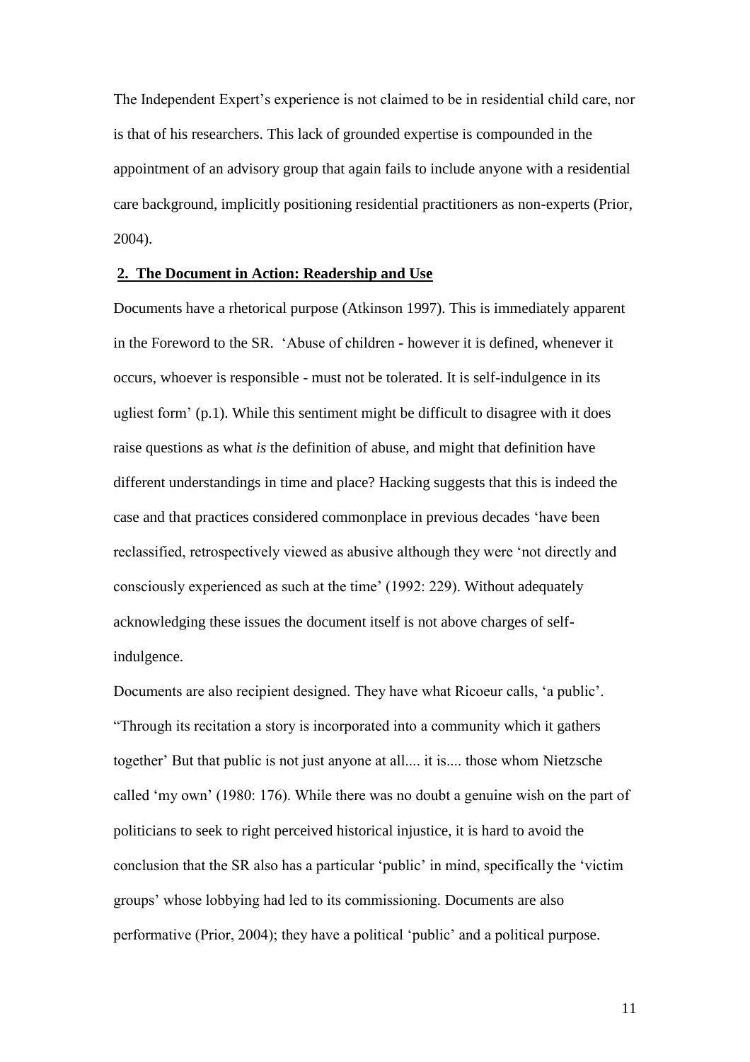The Independent Expert's experience is not claimed to be in residential child care, nor is that of his researchers. This lack of grounded expertise is compounded in the appointment of an advisory group that again fails to include anyone with a residential care background, implicitly positioning residential practitioners as non-experts (Prior, 2004).

## 2. The Document in Action: Readership and Use

Documents have a rhetorical purpose (Atkinson 1997). This is immediately apparent in the Foreword to the SR. 'Abuse of children - however it is defined, whenever it occurs, whoever is responsible - must not be tolerated. It is self-indulgence in its ugliest form' (p.1). While this sentiment might be difficult to disagree with it does raise questions as what *is* the definition of abuse, and might that definition have different understandings in time and place? Hacking suggests that this is indeed the case and that practices considered commonplace in previous decades 'have been reclassified, retrospectively viewed as abusive although they were 'not directly and consciously experienced as such at the time' (1992: 229). Without adequately acknowledging these issues the document itself is not above charges of self-indulgence.

Documents are also recipient designed. They have what Ricoeur calls, 'a public'. "Through its recitation a story is incorporated into a community which it gathers together' But that public is not just anyone at all.... it is.... those whom Nietzsche called 'my own' (1980: 176). While there was no doubt a genuine wish on the part of politicians to seek to right perceived historical injustice, it is hard to avoid the conclusion that the SR also has a particular 'public' in mind, specifically the 'victim groups' whose lobbying had led to its commissioning. Documents are also performative (Prior, 2004); they have a political 'public' and a political purpose.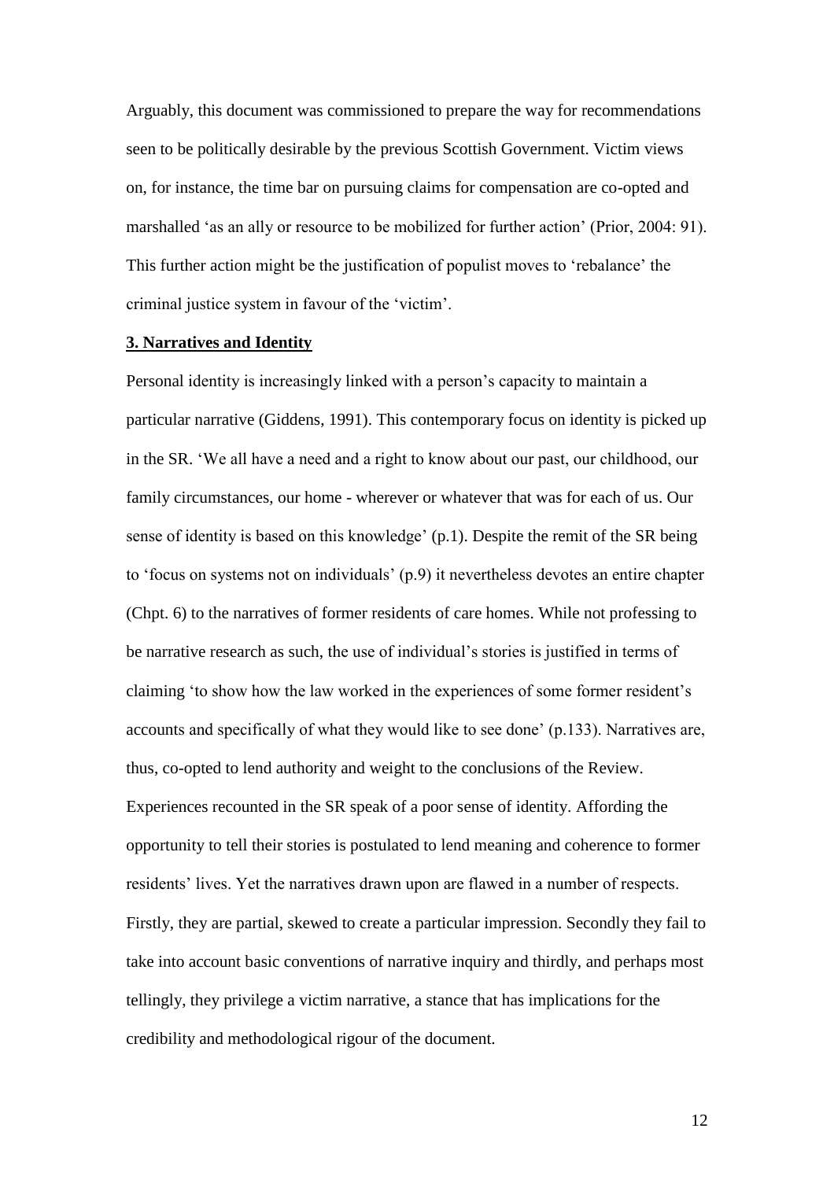Arguably, this document was commissioned to prepare the way for recommendations seen to be politically desirable by the previous Scottish Government. Victim views on, for instance, the time bar on pursuing claims for compensation are co-opted and marshalled 'as an ally or resource to be mobilized for further action' (Prior, 2004: 91). This further action might be the justification of populist moves to 'rebalance' the criminal justice system in favour of the 'victim'.

## 3. Narratives and Identity

Personal identity is increasingly linked with a person's capacity to maintain a particular narrative (Giddens, 1991). This contemporary focus on identity is picked up in the SR. 'We all have a need and a right to know about our past, our childhood, our family circumstances, our home - wherever or whatever that was for each of us. Our sense of identity is based on this knowledge' (p.1). Despite the remit of the SR being to 'focus on systems not on individuals' (p.9) it nevertheless devotes an entire chapter (Chpt. 6) to the narratives of former residents of care homes. While not professing to be narrative research as such, the use of individual's stories is justified in terms of claiming 'to show how the law worked in the experiences of some former resident's accounts and specifically of what they would like to see done' (p.133). Narratives are, thus, co-opted to lend authority and weight to the conclusions of the Review. Experiences recounted in the SR speak of a poor sense of identity. Affording the opportunity to tell their stories is postulated to lend meaning and coherence to former residents' lives. Yet the narratives drawn upon are flawed in a number of respects. Firstly, they are partial, skewed to create a particular impression. Secondly they fail to take into account basic conventions of narrative inquiry and thirdly, and perhaps most tellingly, they privilege a victim narrative, a stance that has implications for the credibility and methodological rigour of the document.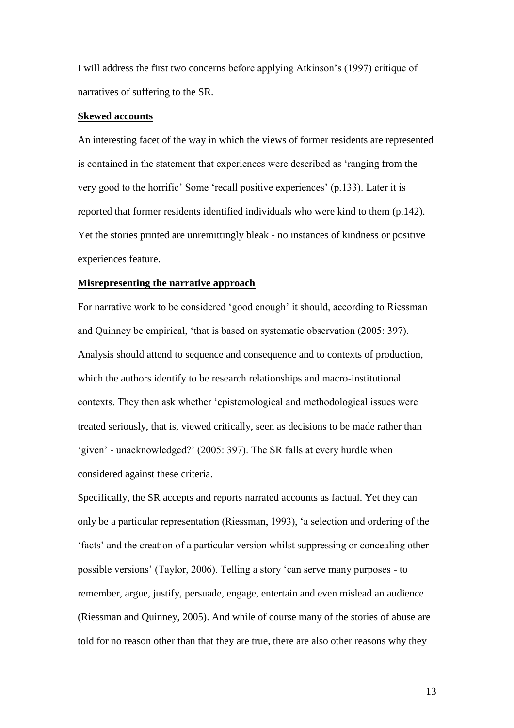I will address the first two concerns before applying Atkinson's (1997) critique of narratives of suffering to the SR.

**Skewed accounts**

An interesting facet of the way in which the views of former residents are represented is contained in the statement that experiences were described as 'ranging from the very good to the horrific' Some 'recall positive experiences' (p.133). Later it is reported that former residents identified individuals who were kind to them (p.142). Yet the stories printed are unremittingly bleak - no instances of kindness or positive experiences feature.

**Misrepresenting the narrative approach**

For narrative work to be considered 'good enough' it should, according to Riessman and Quinney be empirical, 'that is based on systematic observation (2005: 397). Analysis should attend to sequence and consequence and to contexts of production, which the authors identify to be research relationships and macro-institutional contexts. They then ask whether 'epistemological and methodological issues were treated seriously, that is, viewed critically, seen as decisions to be made rather than 'given' - unacknowledged?' (2005: 397). The SR falls at every hurdle when considered against these criteria.

Specifically, the SR accepts and reports narrated accounts as factual. Yet they can only be a particular representation (Riessman, 1993), 'a selection and ordering of the 'facts' and the creation of a particular version whilst suppressing or concealing other possible versions' (Taylor, 2006). Telling a story 'can serve many purposes - to remember, argue, justify, persuade, engage, entertain and even mislead an audience (Riessman and Quinney, 2005). And while of course many of the stories of abuse are told for no reason other than that they are true, there are also other reasons why they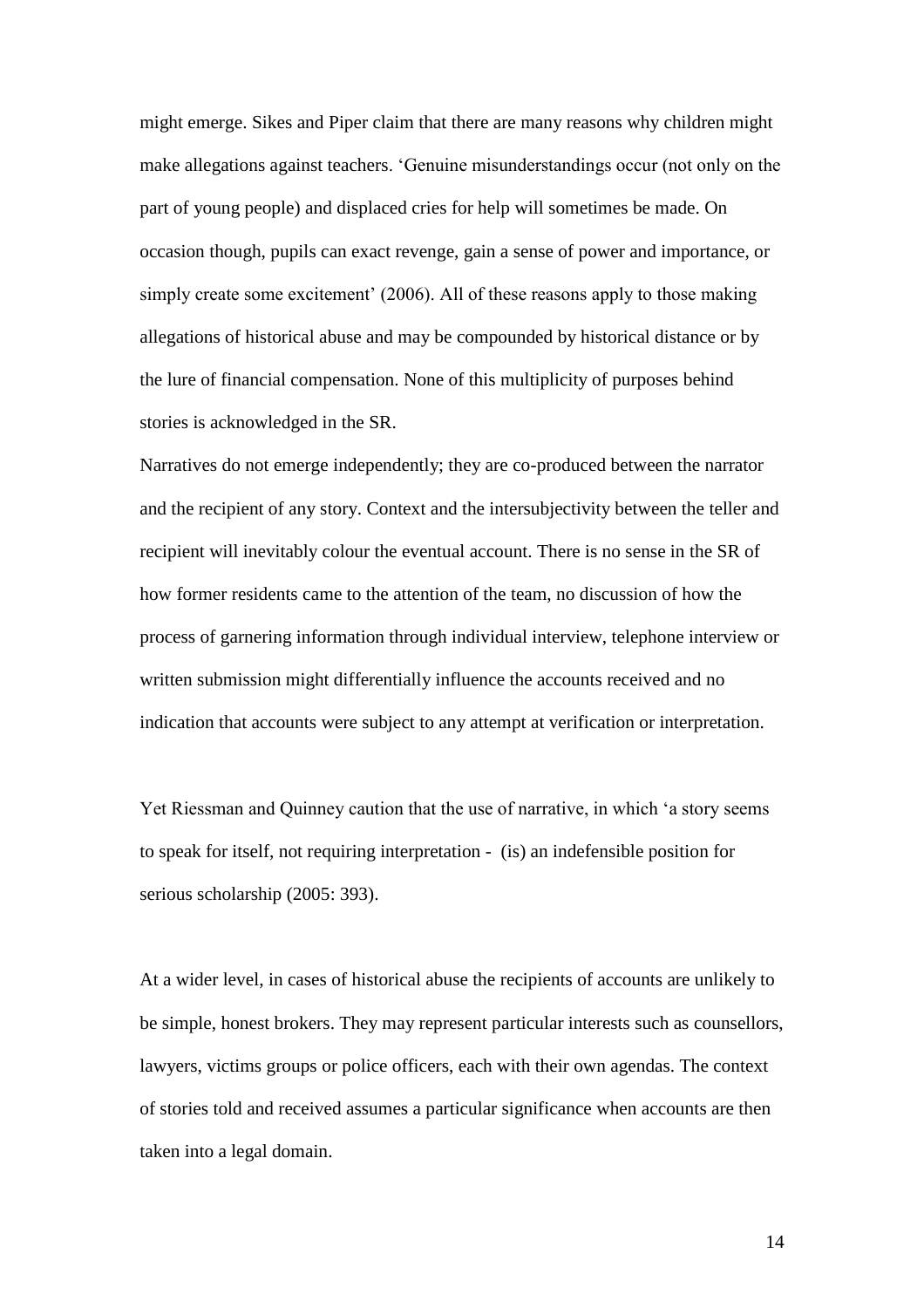might emerge. Sikes and Piper claim that there are many reasons why children might make allegations against teachers. 'Genuine misunderstandings occur (not only on the part of young people) and displaced cries for help will sometimes be made. On occasion though, pupils can exact revenge, gain a sense of power and importance, or simply create some excitement' (2006). All of these reasons apply to those making allegations of historical abuse and may be compounded by historical distance or by the lure of financial compensation. None of this multiplicity of purposes behind stories is acknowledged in the SR.

Narratives do not emerge independently; they are co-produced between the narrator and the recipient of any story. Context and the intersubjectivity between the teller and recipient will inevitably colour the eventual account. There is no sense in the SR of how former residents came to the attention of the team, no discussion of how the process of garnering information through individual interview, telephone interview or written submission might differentially influence the accounts received and no indication that accounts were subject to any attempt at verification or interpretation.

Yet Riessman and Quinney caution that the use of narrative, in which 'a story seems to speak for itself, not requiring interpretation - (is) an indefensible position for serious scholarship (2005: 393).

At a wider level, in cases of historical abuse the recipients of accounts are unlikely to be simple, honest brokers. They may represent particular interests such as counsellors, lawyers, victims groups or police officers, each with their own agendas. The context of stories told and received assumes a particular significance when accounts are then taken into a legal domain.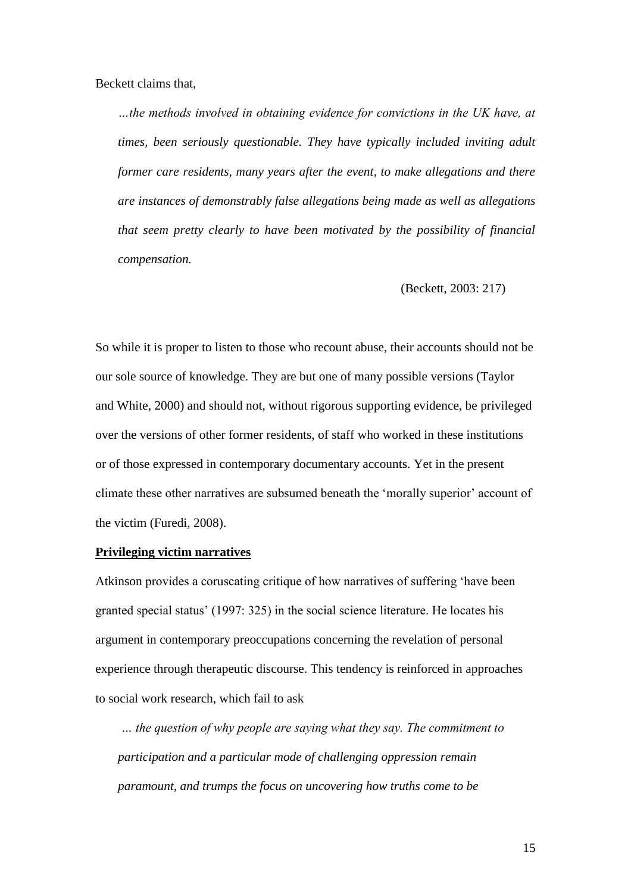Beckett claims that,

> *…the methods involved in obtaining evidence for convictions in the UK have, at times, been seriously questionable. They have typically included inviting adult former care residents, many years after the event, to make allegations and there are instances of demonstrably false allegations being made as well as allegations that seem pretty clearly to have been motivated by the possibility of financial compensation.*
>
> (Beckett, 2003: 217)

So while it is proper to listen to those who recount abuse, their accounts should not be our sole source of knowledge. They are but one of many possible versions (Taylor and White, 2000) and should not, without rigorous supporting evidence, be privileged over the versions of other former residents, of staff who worked in these institutions or of those expressed in contemporary documentary accounts. Yet in the present climate these other narratives are subsumed beneath the 'morally superior' account of the victim (Furedi, 2008).

**Privileging victim narratives**

Atkinson provides a coruscating critique of how narratives of suffering 'have been granted special status' (1997: 325) in the social science literature. He locates his argument in contemporary preoccupations concerning the revelation of personal experience through therapeutic discourse. This tendency is reinforced in approaches to social work research, which fail to ask

> *… the question of why people are saying what they say. The commitment to participation and a particular mode of challenging oppression remain paramount, and trumps the focus on uncovering how truths come to be*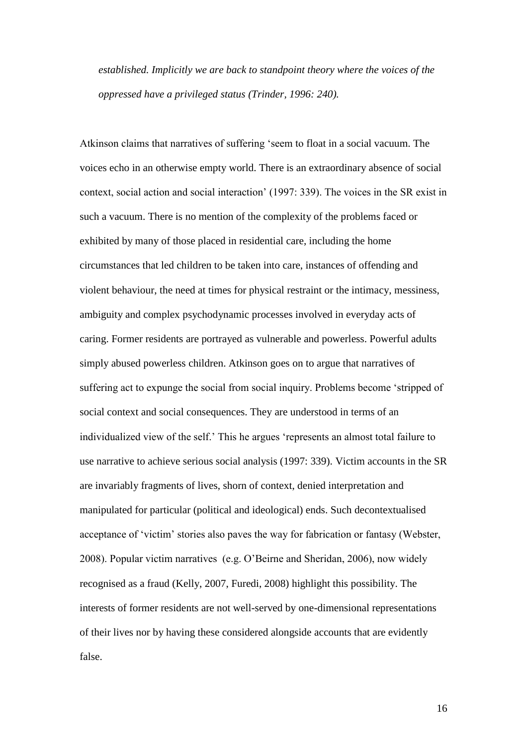*established. Implicitly we are back to standpoint theory where the voices of the oppressed have a privileged status (Trinder, 1996: 240).*

Atkinson claims that narratives of suffering 'seem to float in a social vacuum. The voices echo in an otherwise empty world. There is an extraordinary absence of social context, social action and social interaction' (1997: 339). The voices in the SR exist in such a vacuum. There is no mention of the complexity of the problems faced or exhibited by many of those placed in residential care, including the home circumstances that led children to be taken into care, instances of offending and violent behaviour, the need at times for physical restraint or the intimacy, messiness, ambiguity and complex psychodynamic processes involved in everyday acts of caring. Former residents are portrayed as vulnerable and powerless. Powerful adults simply abused powerless children. Atkinson goes on to argue that narratives of suffering act to expunge the social from social inquiry. Problems become 'stripped of social context and social consequences. They are understood in terms of an individualized view of the self.' This he argues 'represents an almost total failure to use narrative to achieve serious social analysis (1997: 339). Victim accounts in the SR are invariably fragments of lives, shorn of context, denied interpretation and manipulated for particular (political and ideological) ends. Such decontextualised acceptance of 'victim' stories also paves the way for fabrication or fantasy (Webster, 2008). Popular victim narratives (e.g. O'Beirne and Sheridan, 2006), now widely recognised as a fraud (Kelly, 2007, Furedi, 2008) highlight this possibility. The interests of former residents are not well-served by one-dimensional representations of their lives nor by having these considered alongside accounts that are evidently false.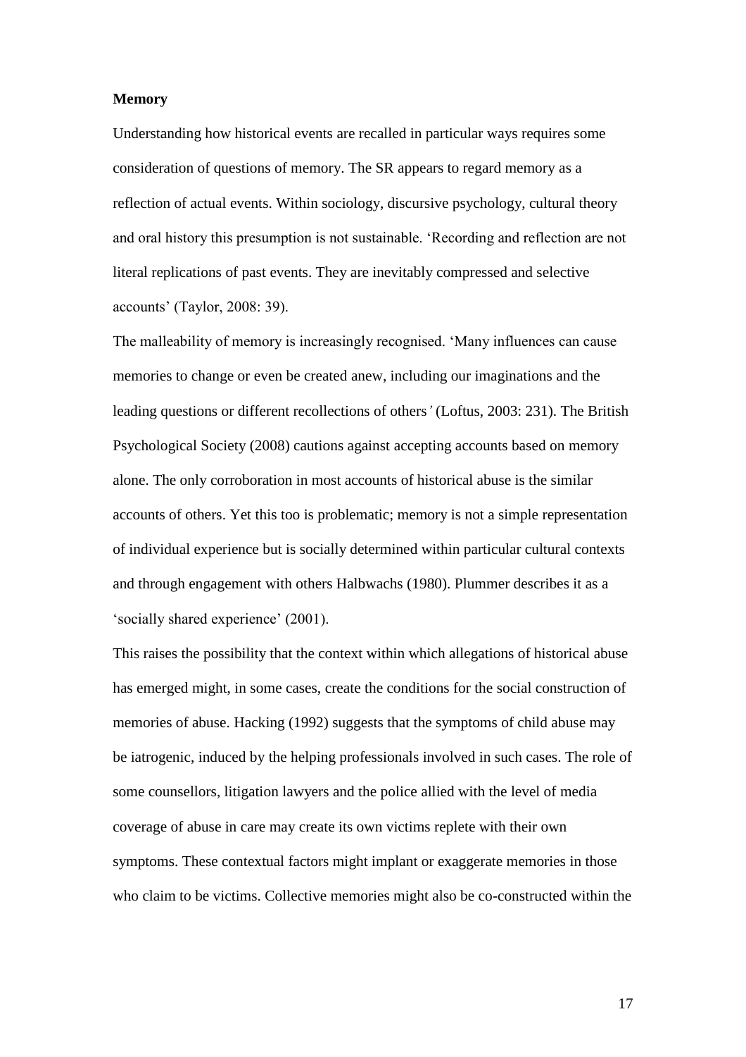**Memory**

Understanding how historical events are recalled in particular ways requires some consideration of questions of memory. The SR appears to regard memory as a reflection of actual events. Within sociology, discursive psychology, cultural theory and oral history this presumption is not sustainable. 'Recording and reflection are not literal replications of past events. They are inevitably compressed and selective accounts' (Taylor, 2008: 39).

The malleability of memory is increasingly recognised. 'Many influences can cause memories to change or even be created anew, including our imaginations and the leading questions or different recollections of others*'* (Loftus, 2003: 231). The British Psychological Society (2008) cautions against accepting accounts based on memory alone. The only corroboration in most accounts of historical abuse is the similar accounts of others. Yet this too is problematic; memory is not a simple representation of individual experience but is socially determined within particular cultural contexts and through engagement with others Halbwachs (1980). Plummer describes it as a 'socially shared experience' (2001).

This raises the possibility that the context within which allegations of historical abuse has emerged might, in some cases, create the conditions for the social construction of memories of abuse. Hacking (1992) suggests that the symptoms of child abuse may be iatrogenic, induced by the helping professionals involved in such cases. The role of some counsellors, litigation lawyers and the police allied with the level of media coverage of abuse in care may create its own victims replete with their own symptoms. These contextual factors might implant or exaggerate memories in those who claim to be victims. Collective memories might also be co-constructed within the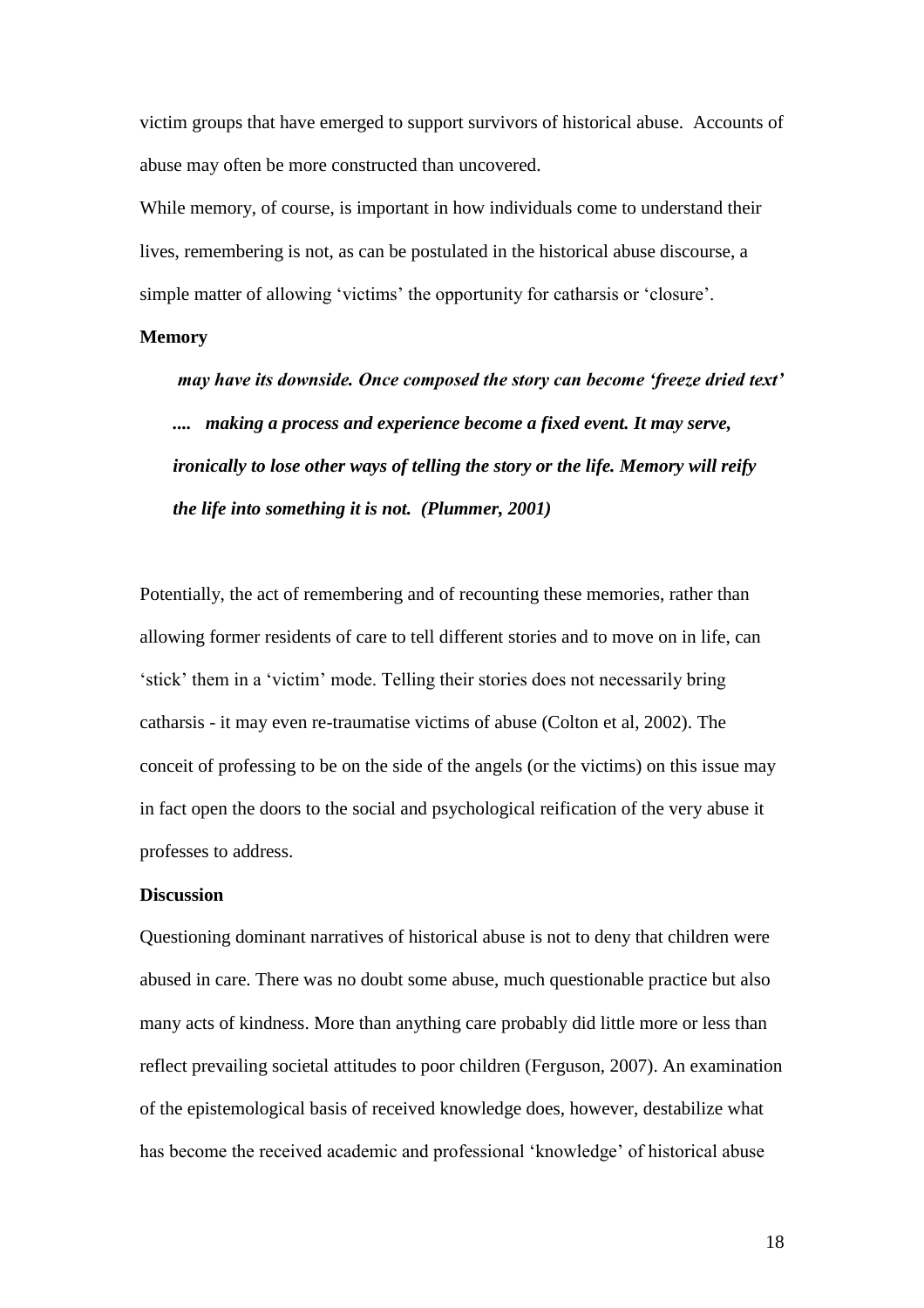victim groups that have emerged to support survivors of historical abuse. Accounts of abuse may often be more constructed than uncovered.

While memory, of course, is important in how individuals come to understand their lives, remembering is not, as can be postulated in the historical abuse discourse, a simple matter of allowing 'victims' the opportunity for catharsis or 'closure'.

**Memory**

> ***may have its downside. Once composed the story can become 'freeze dried text' .... making a process and experience become a fixed event. It may serve, ironically to lose other ways of telling the story or the life. Memory will reify the life into something it is not. (Plummer, 2001)***

Potentially, the act of remembering and of recounting these memories, rather than allowing former residents of care to tell different stories and to move on in life, can 'stick' them in a 'victim' mode. Telling their stories does not necessarily bring catharsis - it may even re-traumatise victims of abuse (Colton et al, 2002). The conceit of professing to be on the side of the angels (or the victims) on this issue may in fact open the doors to the social and psychological reification of the very abuse it professes to address.

**Discussion**

Questioning dominant narratives of historical abuse is not to deny that children were abused in care. There was no doubt some abuse, much questionable practice but also many acts of kindness. More than anything care probably did little more or less than reflect prevailing societal attitudes to poor children (Ferguson, 2007). An examination of the epistemological basis of received knowledge does, however, destabilize what has become the received academic and professional 'knowledge' of historical abuse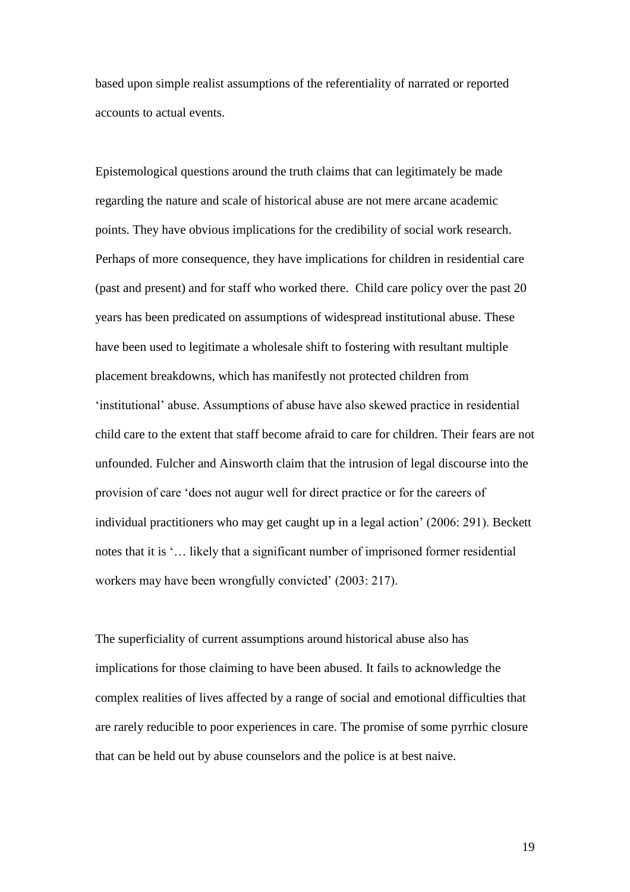based upon simple realist assumptions of the referentiality of narrated or reported accounts to actual events.

Epistemological questions around the truth claims that can legitimately be made regarding the nature and scale of historical abuse are not mere arcane academic points. They have obvious implications for the credibility of social work research. Perhaps of more consequence, they have implications for children in residential care (past and present) and for staff who worked there. Child care policy over the past 20 years has been predicated on assumptions of widespread institutional abuse. These have been used to legitimate a wholesale shift to fostering with resultant multiple placement breakdowns, which has manifestly not protected children from 'institutional' abuse. Assumptions of abuse have also skewed practice in residential child care to the extent that staff become afraid to care for children. Their fears are not unfounded. Fulcher and Ainsworth claim that the intrusion of legal discourse into the provision of care 'does not augur well for direct practice or for the careers of individual practitioners who may get caught up in a legal action' (2006: 291). Beckett notes that it is '… likely that a significant number of imprisoned former residential workers may have been wrongfully convicted' (2003: 217).

The superficiality of current assumptions around historical abuse also has implications for those claiming to have been abused. It fails to acknowledge the complex realities of lives affected by a range of social and emotional difficulties that are rarely reducible to poor experiences in care. The promise of some pyrrhic closure that can be held out by abuse counselors and the police is at best naive.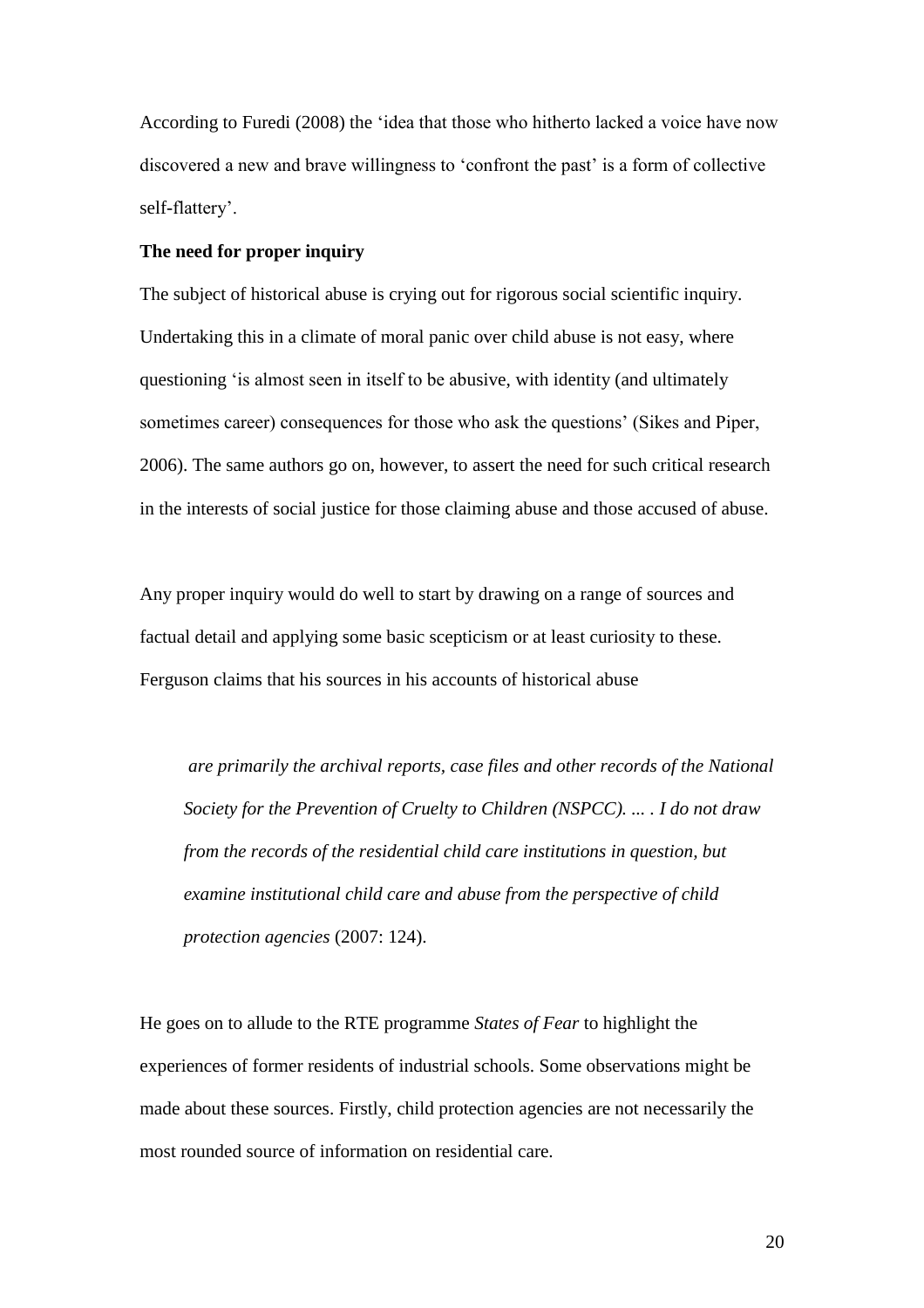According to Furedi (2008) the 'idea that those who hitherto lacked a voice have now discovered a new and brave willingness to 'confront the past' is a form of collective self-flattery'.

**The need for proper inquiry**

The subject of historical abuse is crying out for rigorous social scientific inquiry. Undertaking this in a climate of moral panic over child abuse is not easy, where questioning 'is almost seen in itself to be abusive, with identity (and ultimately sometimes career) consequences for those who ask the questions' (Sikes and Piper, 2006). The same authors go on, however, to assert the need for such critical research in the interests of social justice for those claiming abuse and those accused of abuse.

Any proper inquiry would do well to start by drawing on a range of sources and factual detail and applying some basic scepticism or at least curiosity to these. Ferguson claims that his sources in his accounts of historical abuse

> *are primarily the archival reports, case files and other records of the National Society for the Prevention of Cruelty to Children (NSPCC). ... . I do not draw from the records of the residential child care institutions in question, but examine institutional child care and abuse from the perspective of child protection agencies* (2007: 124).

He goes on to allude to the RTE programme *States of Fear* to highlight the experiences of former residents of industrial schools. Some observations might be made about these sources. Firstly, child protection agencies are not necessarily the most rounded source of information on residential care.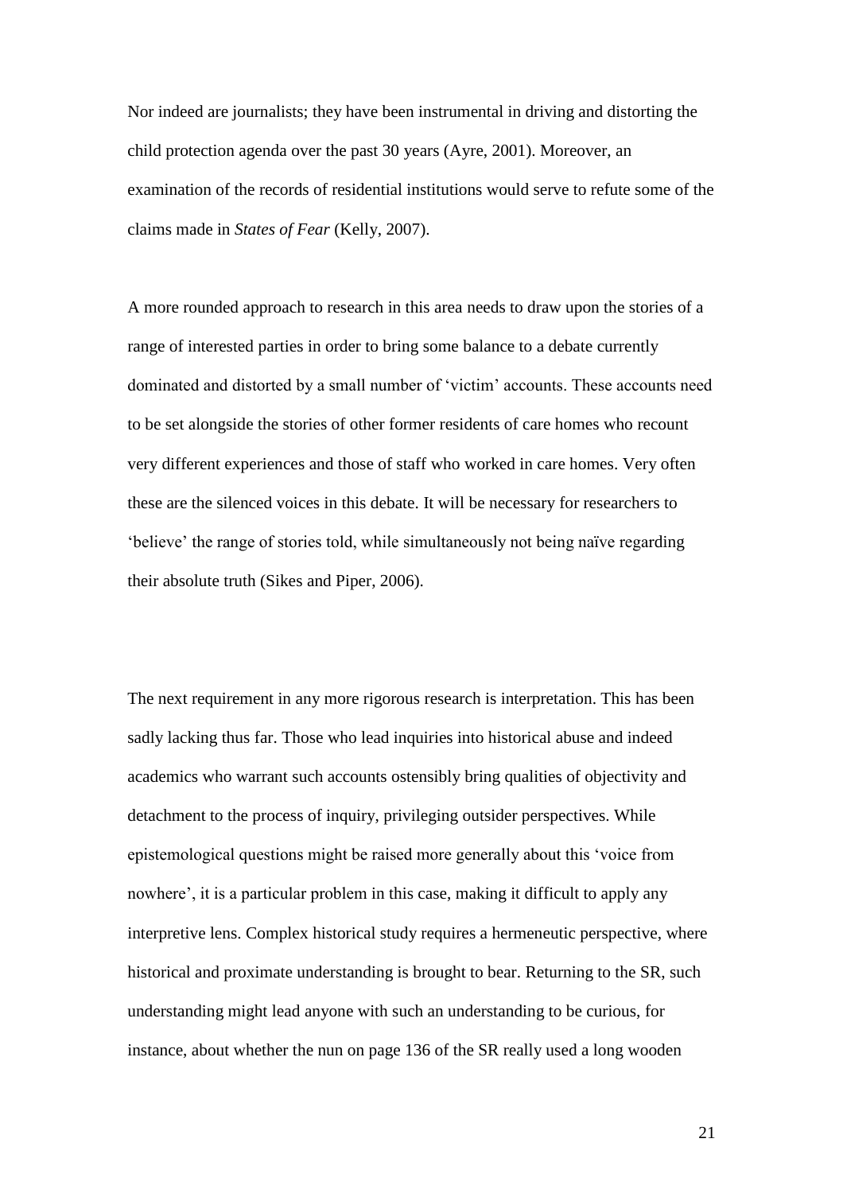Nor indeed are journalists; they have been instrumental in driving and distorting the child protection agenda over the past 30 years (Ayre, 2001). Moreover, an examination of the records of residential institutions would serve to refute some of the claims made in *States of Fear* (Kelly, 2007).

A more rounded approach to research in this area needs to draw upon the stories of a range of interested parties in order to bring some balance to a debate currently dominated and distorted by a small number of 'victim' accounts. These accounts need to be set alongside the stories of other former residents of care homes who recount very different experiences and those of staff who worked in care homes. Very often these are the silenced voices in this debate. It will be necessary for researchers to 'believe' the range of stories told, while simultaneously not being naïve regarding their absolute truth (Sikes and Piper, 2006).

The next requirement in any more rigorous research is interpretation. This has been sadly lacking thus far. Those who lead inquiries into historical abuse and indeed academics who warrant such accounts ostensibly bring qualities of objectivity and detachment to the process of inquiry, privileging outsider perspectives. While epistemological questions might be raised more generally about this 'voice from nowhere', it is a particular problem in this case, making it difficult to apply any interpretive lens. Complex historical study requires a hermeneutic perspective, where historical and proximate understanding is brought to bear. Returning to the SR, such understanding might lead anyone with such an understanding to be curious, for instance, about whether the nun on page 136 of the SR really used a long wooden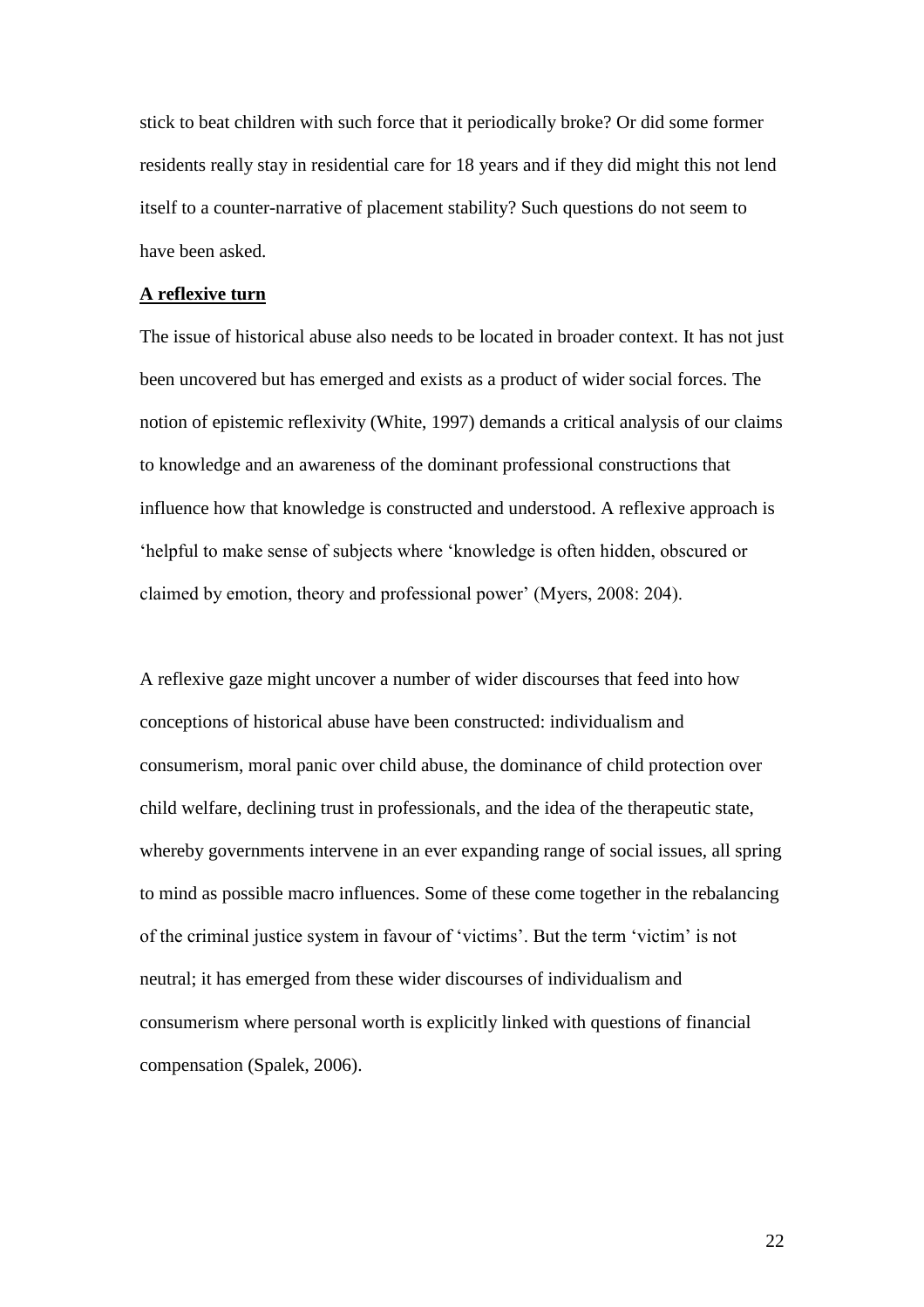stick to beat children with such force that it periodically broke? Or did some former residents really stay in residential care for 18 years and if they did might this not lend itself to a counter-narrative of placement stability? Such questions do not seem to have been asked.

## A reflexive turn

The issue of historical abuse also needs to be located in broader context. It has not just been uncovered but has emerged and exists as a product of wider social forces. The notion of epistemic reflexivity (White, 1997) demands a critical analysis of our claims to knowledge and an awareness of the dominant professional constructions that influence how that knowledge is constructed and understood. A reflexive approach is 'helpful to make sense of subjects where 'knowledge is often hidden, obscured or claimed by emotion, theory and professional power' (Myers, 2008: 204).

A reflexive gaze might uncover a number of wider discourses that feed into how conceptions of historical abuse have been constructed: individualism and consumerism, moral panic over child abuse, the dominance of child protection over child welfare, declining trust in professionals, and the idea of the therapeutic state, whereby governments intervene in an ever expanding range of social issues, all spring to mind as possible macro influences. Some of these come together in the rebalancing of the criminal justice system in favour of 'victims'. But the term 'victim' is not neutral; it has emerged from these wider discourses of individualism and consumerism where personal worth is explicitly linked with questions of financial compensation (Spalek, 2006).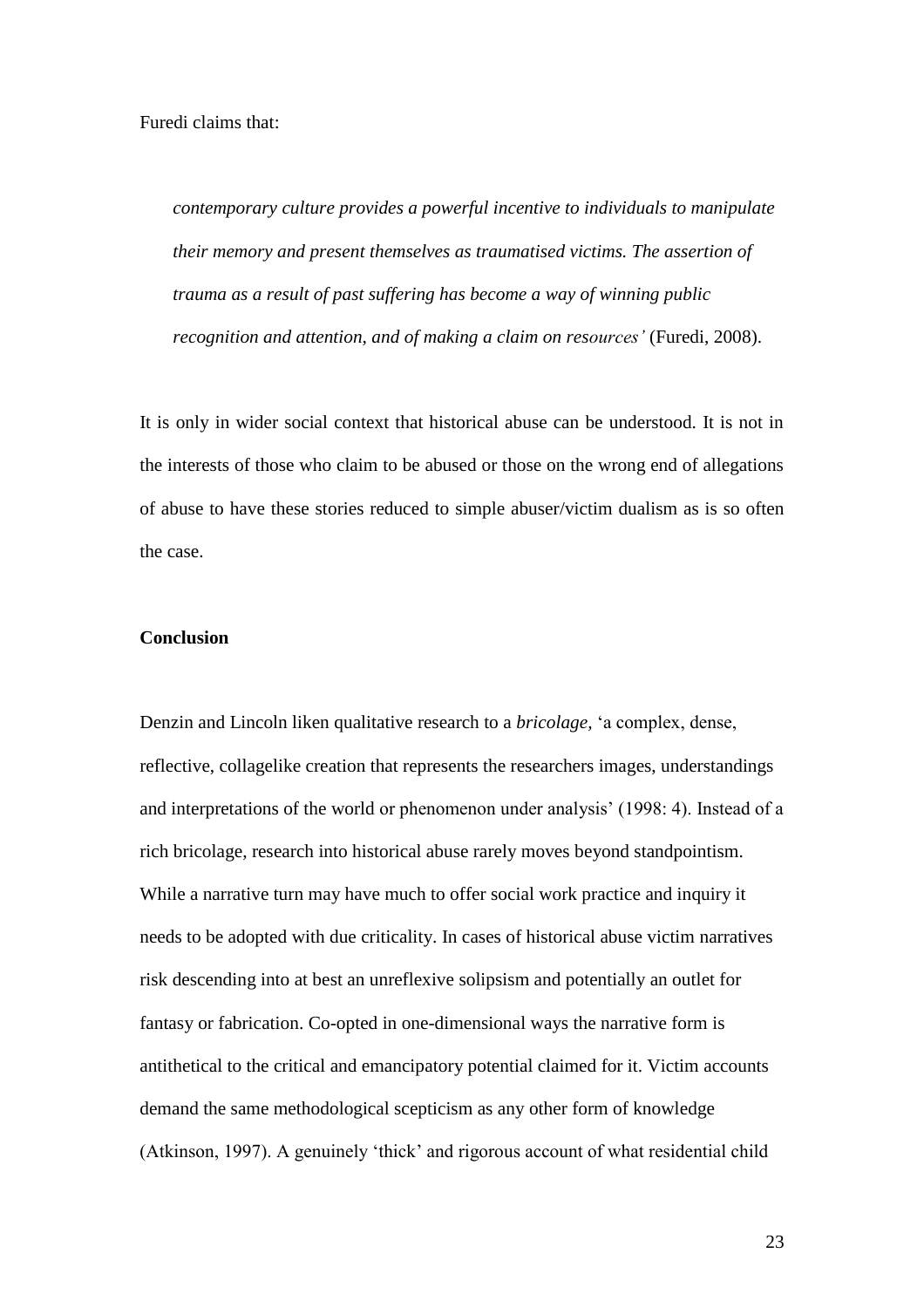Furedi claims that:

> *contemporary culture provides a powerful incentive to individuals to manipulate their memory and present themselves as traumatised victims. The assertion of trauma as a result of past suffering has become a way of winning public recognition and attention, and of making a claim on resources'* (Furedi, 2008).

It is only in wider social context that historical abuse can be understood. It is not in the interests of those who claim to be abused or those on the wrong end of allegations of abuse to have these stories reduced to simple abuser/victim dualism as is so often the case.

**Conclusion**

Denzin and Lincoln liken qualitative research to a *bricolage,* 'a complex, dense, reflective, collagelike creation that represents the researchers images, understandings and interpretations of the world or phenomenon under analysis' (1998: 4). Instead of a rich bricolage, research into historical abuse rarely moves beyond standpointism. While a narrative turn may have much to offer social work practice and inquiry it needs to be adopted with due criticality. In cases of historical abuse victim narratives risk descending into at best an unreflexive solipsism and potentially an outlet for fantasy or fabrication. Co-opted in one-dimensional ways the narrative form is antithetical to the critical and emancipatory potential claimed for it. Victim accounts demand the same methodological scepticism as any other form of knowledge (Atkinson, 1997). A genuinely 'thick' and rigorous account of what residential child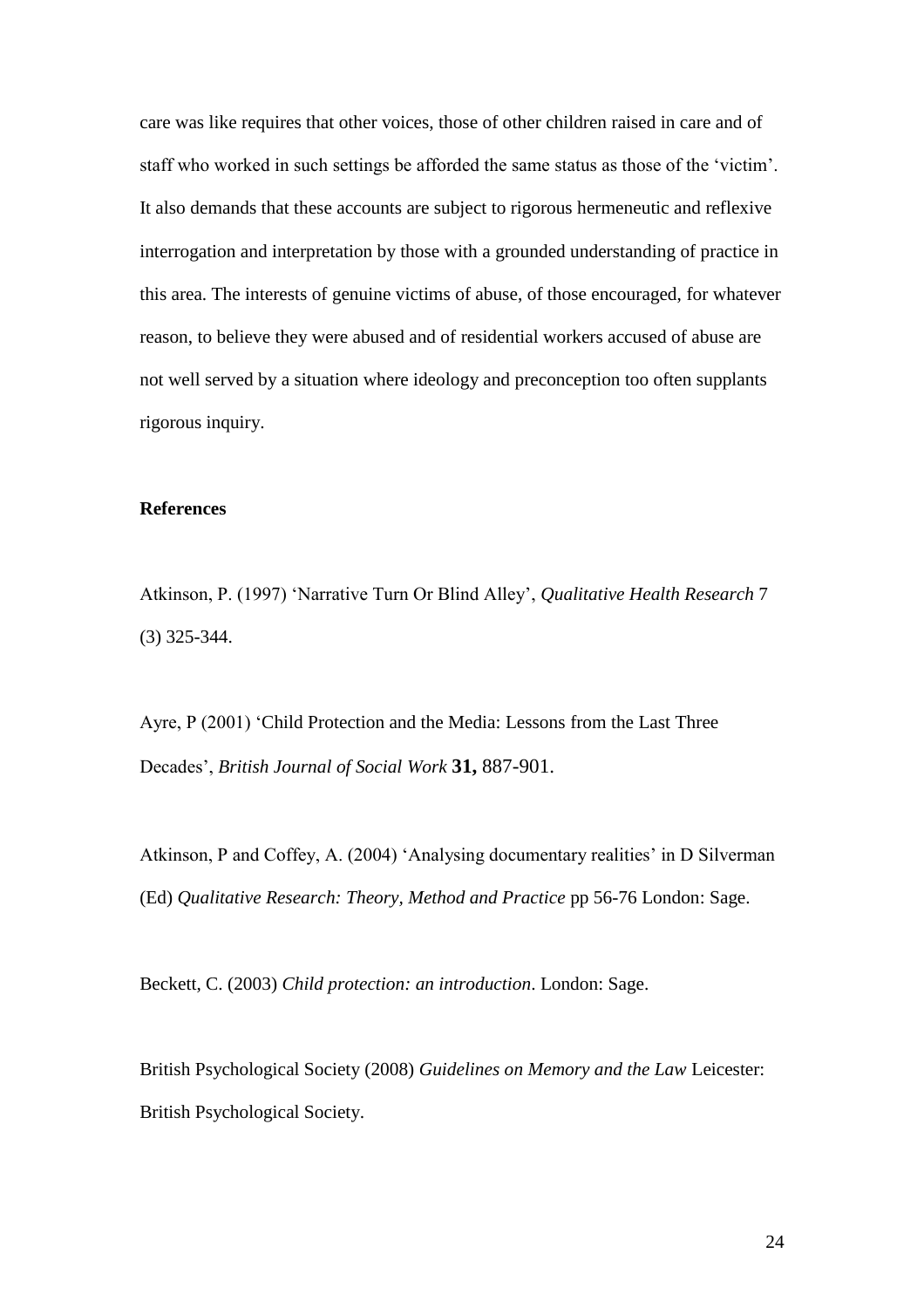care was like requires that other voices, those of other children raised in care and of staff who worked in such settings be afforded the same status as those of the 'victim'. It also demands that these accounts are subject to rigorous hermeneutic and reflexive interrogation and interpretation by those with a grounded understanding of practice in this area. The interests of genuine victims of abuse, of those encouraged, for whatever reason, to believe they were abused and of residential workers accused of abuse are not well served by a situation where ideology and preconception too often supplants rigorous inquiry.

**References**

Atkinson, P. (1997) 'Narrative Turn Or Blind Alley', *Qualitative Health Research* 7 (3) 325-344.

Ayre, P (2001) 'Child Protection and the Media: Lessons from the Last Three Decades', *British Journal of Social Work* **31,** 887-901.

Atkinson, P and Coffey, A. (2004) 'Analysing documentary realities' in D Silverman (Ed) *Qualitative Research: Theory, Method and Practice* pp 56-76 London: Sage.

Beckett, C. (2003) *Child protection: an introduction*. London: Sage.

British Psychological Society (2008) *Guidelines on Memory and the Law* Leicester: British Psychological Society.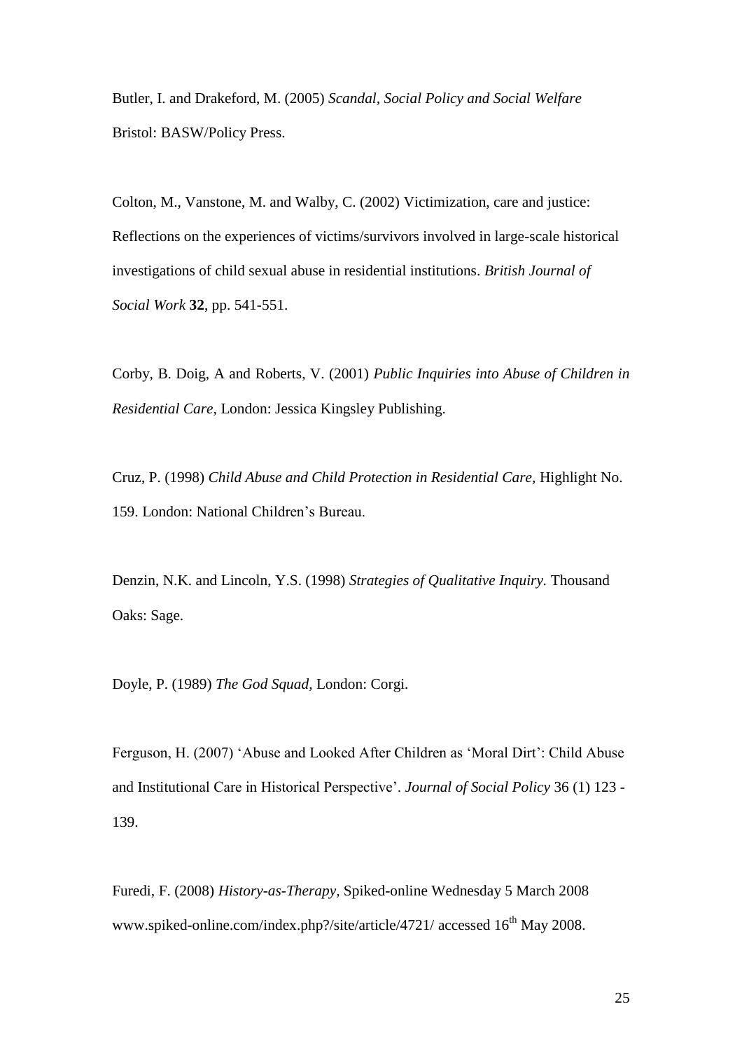Butler, I. and Drakeford, M. (2005) *Scandal, Social Policy and Social Welfare* Bristol: BASW/Policy Press.

Colton, M., Vanstone, M. and Walby, C. (2002) Victimization, care and justice: Reflections on the experiences of victims/survivors involved in large-scale historical investigations of child sexual abuse in residential institutions. *British Journal of Social Work* **32**, pp. 541-551.

Corby, B. Doig, A and Roberts, V. (2001) *Public Inquiries into Abuse of Children in Residential Care*, London: Jessica Kingsley Publishing.

Cruz, P. (1998) *Child Abuse and Child Protection in Residential Care*, Highlight No. 159. London: National Children's Bureau.

Denzin, N.K. and Lincoln, Y.S. (1998) *Strategies of Qualitative Inquiry.* Thousand Oaks: Sage.

Doyle, P. (1989) *The God Squad*, London: Corgi.

Ferguson, H. (2007) 'Abuse and Looked After Children as 'Moral Dirt': Child Abuse and Institutional Care in Historical Perspective'. *Journal of Social Policy* 36 (1) 123 - 139.

Furedi, F. (2008) *History-as-Therapy*, Spiked-online Wednesday 5 March 2008 www.spiked-online.com/index.php?/site/article/4721/ accessed 16th May 2008.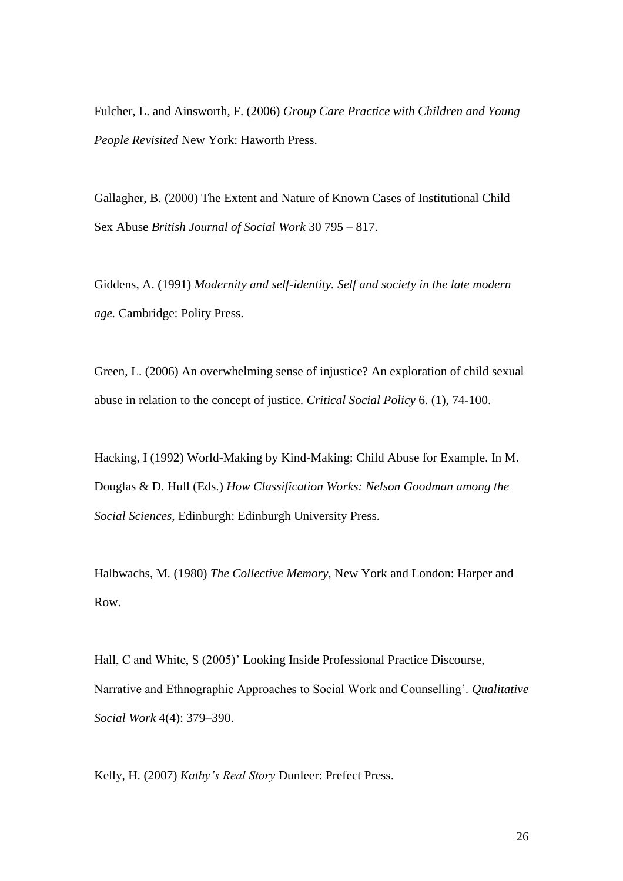Fulcher, L. and Ainsworth, F. (2006) *Group Care Practice with Children and Young People Revisited* New York: Haworth Press.

Gallagher, B. (2000) The Extent and Nature of Known Cases of Institutional Child Sex Abuse *British Journal of Social Work* 30 795 – 817.

Giddens, A. (1991) *Modernity and self-identity. Self and society in the late modern age.* Cambridge: Polity Press.

Green, L. (2006) An overwhelming sense of injustice? An exploration of child sexual abuse in relation to the concept of justice. *Critical Social Policy* 6. (1), 74-100.

Hacking, I (1992) World-Making by Kind-Making: Child Abuse for Example. In M. Douglas & D. Hull (Eds.) *How Classification Works: Nelson Goodman among the Social Sciences*, Edinburgh: Edinburgh University Press.

Halbwachs, M. (1980) *The Collective Memory*, New York and London: Harper and Row.

Hall, C and White, S (2005)' Looking Inside Professional Practice Discourse, Narrative and Ethnographic Approaches to Social Work and Counselling'. *Qualitative Social Work* 4(4): 379–390.

Kelly, H. (2007) *Kathy's Real Story* Dunleer: Prefect Press.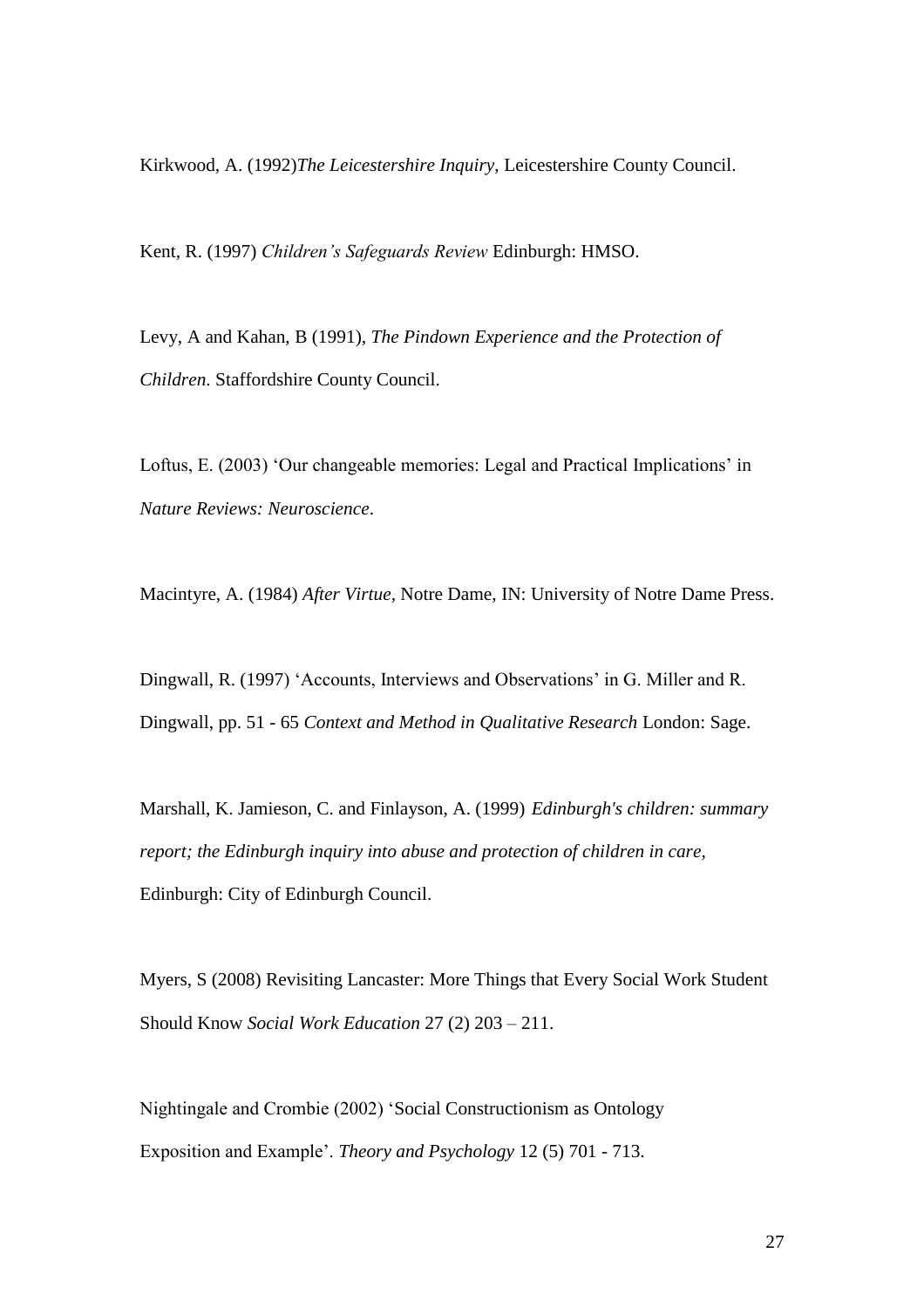Kirkwood, A. (1992)*The Leicestershire Inquiry*, Leicestershire County Council.

Kent, R. (1997) *Children's Safeguards Review* Edinburgh: HMSO.

Levy, A and Kahan, B (1991), *The Pindown Experience and the Protection of Children.* Staffordshire County Council.

Loftus, E. (2003) 'Our changeable memories: Legal and Practical Implications' in *Nature Reviews: Neuroscience*.

Macintyre, A. (1984) *After Virtue*, Notre Dame, IN: University of Notre Dame Press.

Dingwall, R. (1997) 'Accounts, Interviews and Observations' in G. Miller and R. Dingwall, pp. 51 - 65 *Context and Method in Qualitative Research* London: Sage.

Marshall, K. Jamieson, C. and Finlayson, A. (1999) *Edinburgh's children: summary report; the Edinburgh inquiry into abuse and protection of children in care,* Edinburgh: City of Edinburgh Council.

Myers, S (2008) Revisiting Lancaster: More Things that Every Social Work Student Should Know *Social Work Education* 27 (2) 203 – 211.

Nightingale and Crombie (2002) 'Social Constructionism as Ontology Exposition and Example'. *Theory and Psychology* 12 (5) 701 - 713.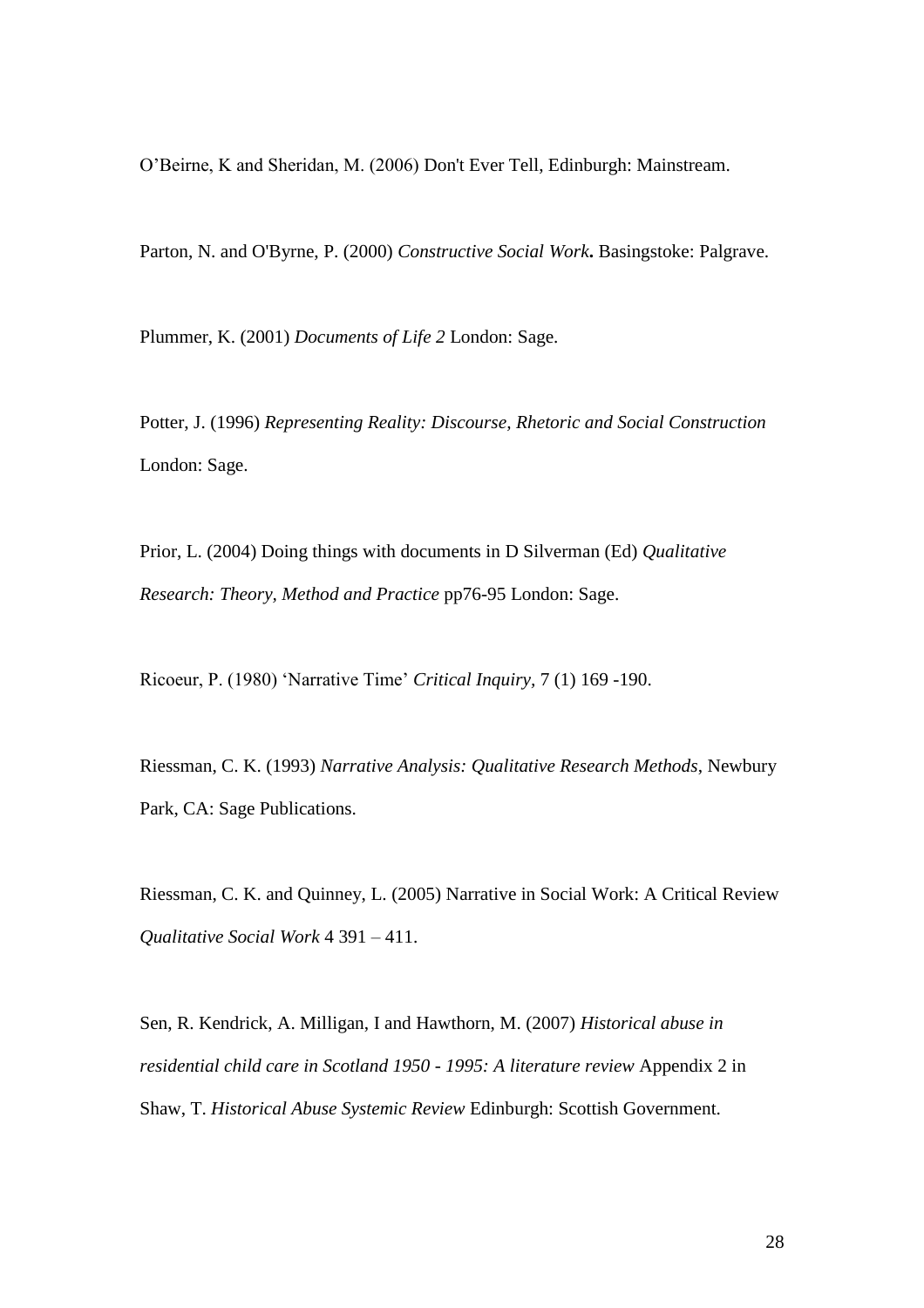O'Beirne, K and Sheridan, M. (2006) Don't Ever Tell, Edinburgh: Mainstream.

Parton, N. and O'Byrne, P. (2000) *Constructive Social Work***.** Basingstoke: Palgrave.

Plummer, K. (2001) *Documents of Life 2* London: Sage.

Potter, J. (1996) *Representing Reality: Discourse, Rhetoric and Social Construction* London: Sage.

Prior, L. (2004) Doing things with documents in D Silverman (Ed) *Qualitative Research: Theory, Method and Practice* pp76-95 London: Sage.

Ricoeur, P. (1980) 'Narrative Time' *Critical Inquiry*, 7 (1) 169 -190.

Riessman, C. K. (1993) *Narrative Analysis: Qualitative Research Methods*, Newbury Park, CA: Sage Publications.

Riessman, C. K. and Quinney, L. (2005) Narrative in Social Work: A Critical Review *Qualitative Social Work* 4 391 – 411.

Sen, R. Kendrick, A. Milligan, I and Hawthorn, M. (2007) *Historical abuse in residential child care in Scotland 1950 - 1995: A literature review* Appendix 2 in Shaw, T. *Historical Abuse Systemic Review* Edinburgh: Scottish Government.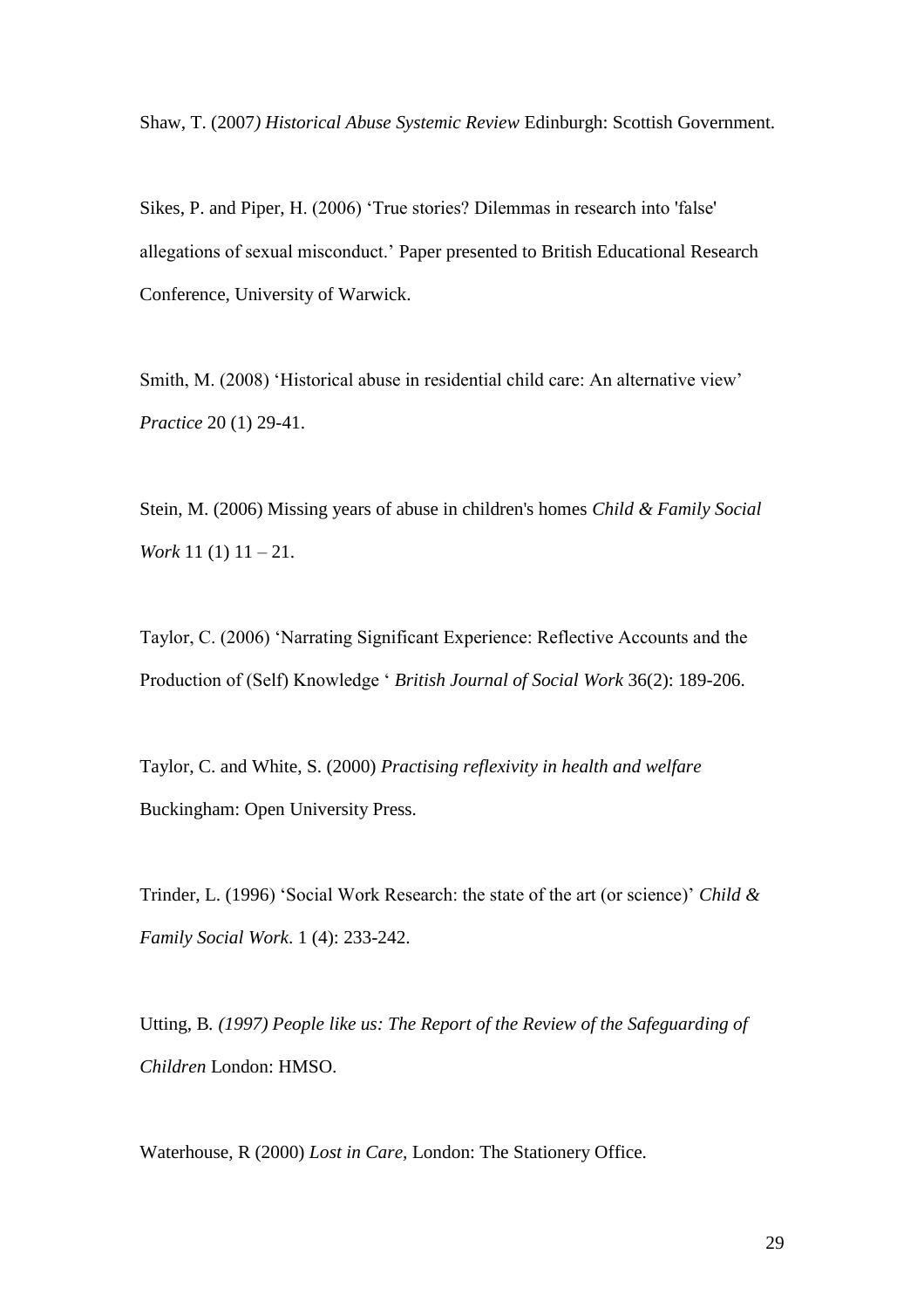Shaw, T. (2007*) Historical Abuse Systemic Review* Edinburgh: Scottish Government.

Sikes, P. and Piper, H. (2006) 'True stories? Dilemmas in research into 'false' allegations of sexual misconduct.' Paper presented to British Educational Research Conference, University of Warwick.

Smith, M. (2008) 'Historical abuse in residential child care: An alternative view' *Practice* 20 (1) 29-41.

Stein, M. (2006) Missing years of abuse in children's homes *Child & Family Social Work* 11 (1) 11 – 21.

Taylor, C. (2006) 'Narrating Significant Experience: Reflective Accounts and the Production of (Self) Knowledge ' *British Journal of Social Work* 36(2): 189-206.

Taylor, C. and White, S. (2000) *Practising reflexivity in health and welfare* Buckingham: Open University Press.

Trinder, L. (1996) 'Social Work Research: the state of the art (or science)' *Child & Family Social Work*. 1 (4): 233-242.

Utting, B*. (1997) People like us: The Report of the Review of the Safeguarding of Children* London: HMSO.

Waterhouse, R (2000) *Lost in Care*, London: The Stationery Office.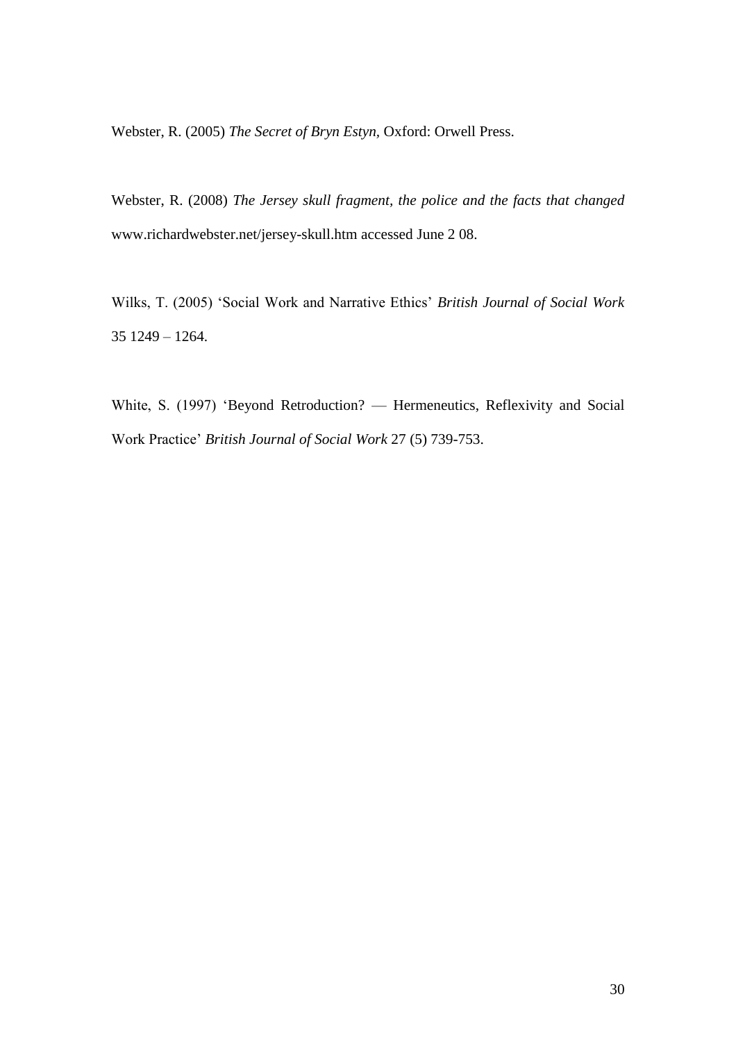Webster, R. (2005) *The Secret of Bryn Estyn*, Oxford: Orwell Press.

Webster, R. (2008) *The Jersey skull fragment, the police and the facts that changed* www.richardwebster.net/jersey-skull.htm accessed June 2 08.

Wilks, T. (2005) 'Social Work and Narrative Ethics' *British Journal of Social Work* 35 1249 – 1264.

White, S. (1997) 'Beyond Retroduction? — Hermeneutics, Reflexivity and Social Work Practice' *British Journal of Social Work* 27 (5) 739-753.